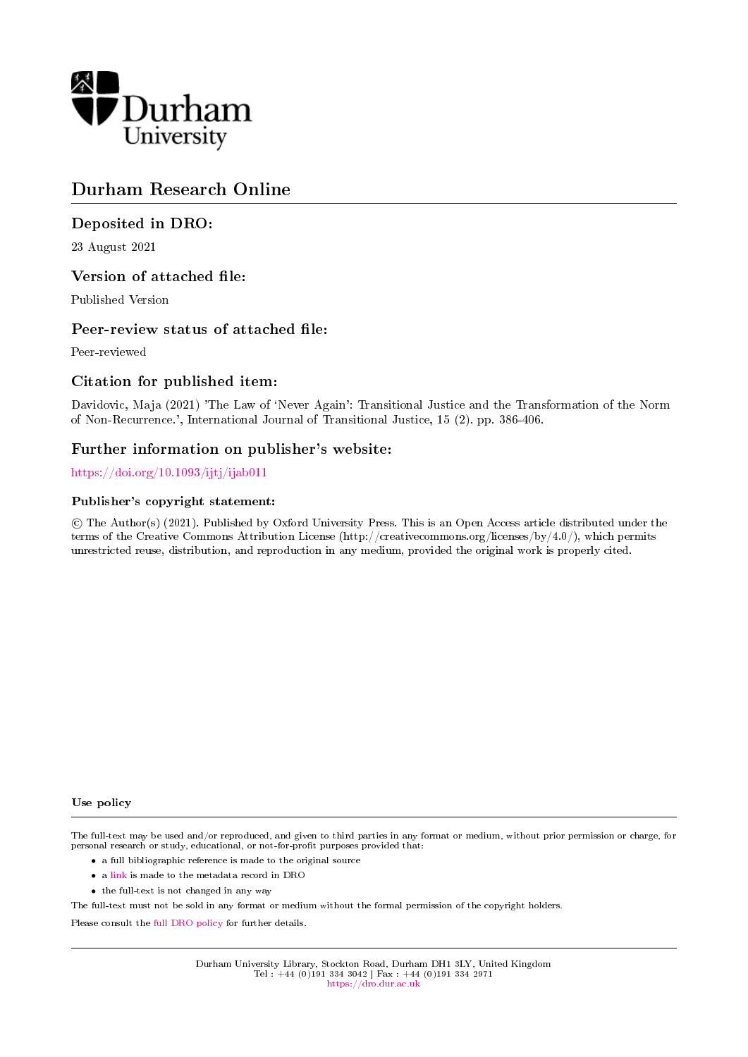Durham University

# Durham Research Online

## Deposited in DRO:

23 August 2021

## Version of attached file:

Published Version

## Peer-review status of attached file:

Peer-reviewed

## Citation for published item:

Davidovic, Maja (2021) 'The Law of 'Never Again': Transitional Justice and the Transformation of the Norm of Non-Recurrence.', International Journal of Transitional Justice, 15 (2). pp. 386-406.

## Further information on publisher's website:

https://doi.org/10.1093/ijtj/ijab011

### Publisher's copyright statement:

© The Author(s) (2021). Published by Oxford University Press. This is an Open Access article distributed under the terms of the Creative Commons Attribution License (http://creativecommons.org/licenses/by/4.0/), which permits unrestricted reuse, distribution, and reproduction in any medium, provided the original work is properly cited.

### Use policy

The full-text may be used and/or reproduced, and given to third parties in any format or medium, without prior permission or charge, for personal research or study, educational, or not-for-profit purposes provided that:

- a full bibliographic reference is made to the original source
- a link is made to the metadata record in DRO
- the full-text is not changed in any way

The full-text must not be sold in any format or medium without the formal permission of the copyright holders.

Please consult the full DRO policy for further details.

Durham University Library, Stockton Road, Durham DH1 3LY, United Kingdom
Tel : +44 (0)191 334 3042 | Fax : +44 (0)191 334 2971
https://dro.dur.ac.uk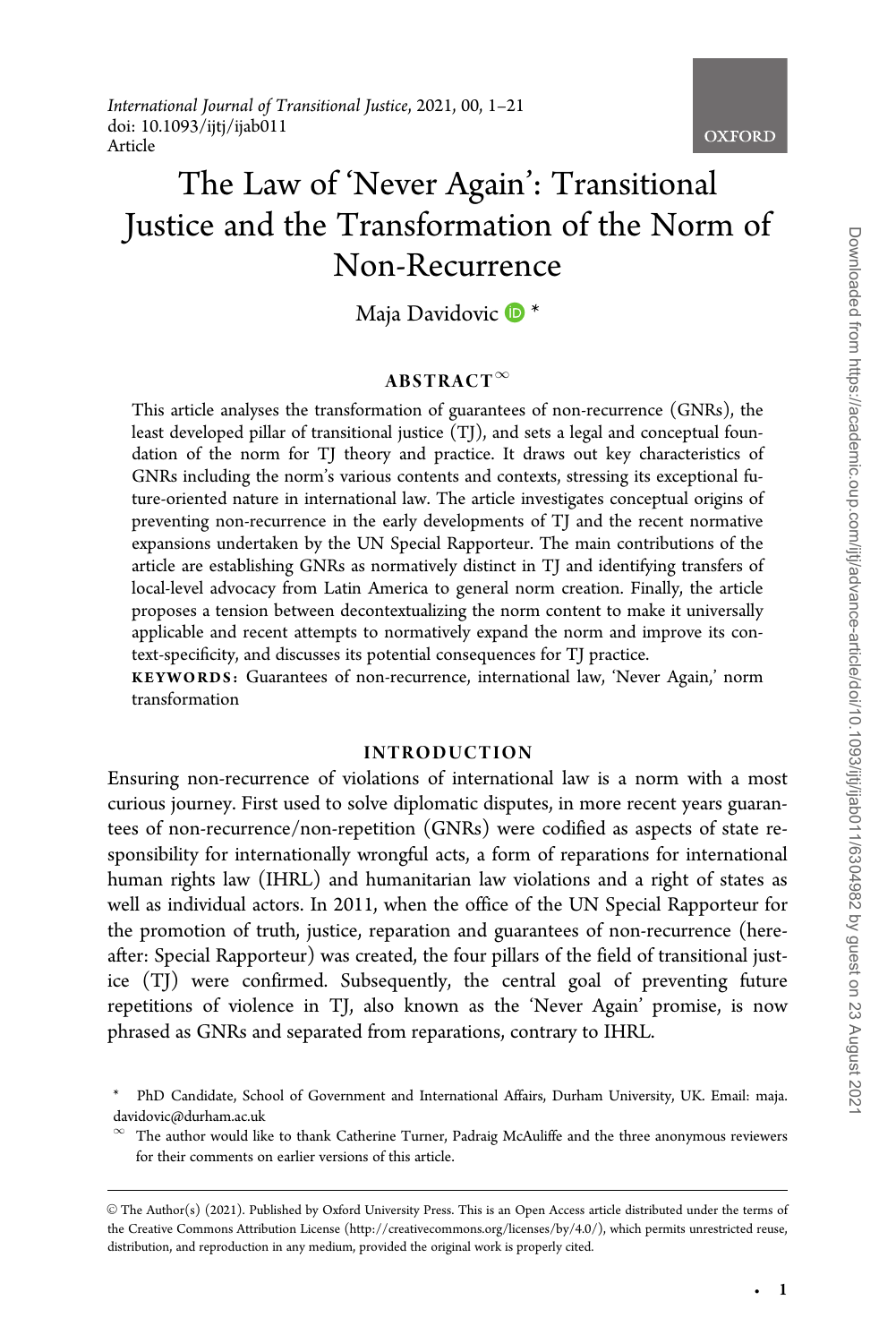International Journal of Transitional Justice, 2021, 00, 1–21
doi: 10.1093/ijtj/ijab011
Article

# The Law of 'Never Again': Transitional Justice and the Transformation of the Norm of Non-Recurrence

Maja Davidovic *

## ABSTRACT[∞]

This article analyses the transformation of guarantees of non-recurrence (GNRs), the least developed pillar of transitional justice (TJ), and sets a legal and conceptual foundation of the norm for TJ theory and practice. It draws out key characteristics of GNRs including the norm's various contents and contexts, stressing its exceptional future-oriented nature in international law. The article investigates conceptual origins of preventing non-recurrence in the early developments of TJ and the recent normative expansions undertaken by the UN Special Rapporteur. The main contributions of the article are establishing GNRs as normatively distinct in TJ and identifying transfers of local-level advocacy from Latin America to general norm creation. Finally, the article proposes a tension between decontextualizing the norm content to make it universally applicable and recent attempts to normatively expand the norm and improve its context-specificity, and discusses its potential consequences for TJ practice.

**KEYWORDS:** Guarantees of non-recurrence, international law, 'Never Again,' norm transformation

## INTRODUCTION

Ensuring non-recurrence of violations of international law is a norm with a most curious journey. First used to solve diplomatic disputes, in more recent years guarantees of non-recurrence/non-repetition (GNRs) were codified as aspects of state responsibility for internationally wrongful acts, a form of reparations for international human rights law (IHRL) and humanitarian law violations and a right of states as well as individual actors. In 2011, when the office of the UN Special Rapporteur for the promotion of truth, justice, reparation and guarantees of non-recurrence (hereafter: Special Rapporteur) was created, the four pillars of the field of transitional justice (TJ) were confirmed. Subsequently, the central goal of preventing future repetitions of violence in TJ, also known as the 'Never Again' promise, is now phrased as GNRs and separated from reparations, contrary to IHRL.

\* PhD Candidate, School of Government and International Affairs, Durham University, UK. Email: maja.davidovic@durham.ac.uk

∞ The author would like to thank Catherine Turner, Padraig McAuliffe and the three anonymous reviewers for their comments on earlier versions of this article.

© The Author(s) (2021). Published by Oxford University Press. This is an Open Access article distributed under the terms of the Creative Commons Attribution License (http://creativecommons.org/licenses/by/4.0/), which permits unrestricted reuse, distribution, and reproduction in any medium, provided the original work is properly cited.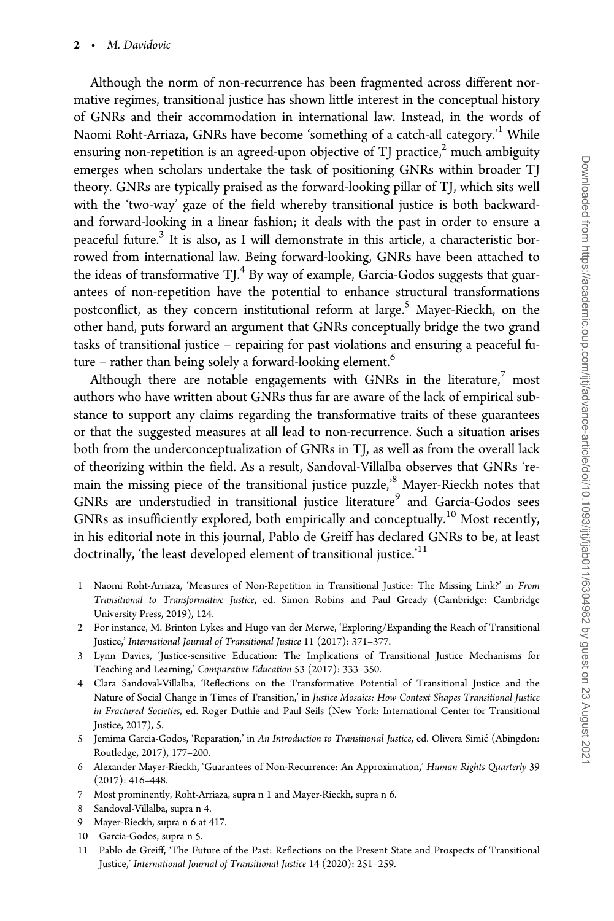Although the norm of non-recurrence has been fragmented across different normative regimes, transitional justice has shown little interest in the conceptual history of GNRs and their accommodation in international law. Instead, in the words of Naomi Roht-Arriaza, GNRs have become 'something of a catch-all category.'[1] While ensuring non-repetition is an agreed-upon objective of TJ practice,[2] much ambiguity emerges when scholars undertake the task of positioning GNRs within broader TJ theory. GNRs are typically praised as the forward-looking pillar of TJ, which sits well with the 'two-way' gaze of the field whereby transitional justice is both backward- and forward-looking in a linear fashion; it deals with the past in order to ensure a peaceful future.[3] It is also, as I will demonstrate in this article, a characteristic borrowed from international law. Being forward-looking, GNRs have been attached to the ideas of transformative TJ.[4] By way of example, Garcia-Godos suggests that guarantees of non-repetition have the potential to enhance structural transformations postconflict, as they concern institutional reform at large.[5] Mayer-Rieckh, on the other hand, puts forward an argument that GNRs conceptually bridge the two grand tasks of transitional justice – repairing for past violations and ensuring a peaceful future – rather than being solely a forward-looking element.[6]

Although there are notable engagements with GNRs in the literature,[7] most authors who have written about GNRs thus far are aware of the lack of empirical substance to support any claims regarding the transformative traits of these guarantees or that the suggested measures at all lead to non-recurrence. Such a situation arises both from the underconceptualization of GNRs in TJ, as well as from the overall lack of theorizing within the field. As a result, Sandoval-Villalba observes that GNRs 'remain the missing piece of the transitional justice puzzle,'[8] Mayer-Rieckh notes that GNRs are understudied in transitional justice literature[9] and Garcia-Godos sees GNRs as insufficiently explored, both empirically and conceptually.[10] Most recently, in his editorial note in this journal, Pablo de Greiff has declared GNRs to be, at least doctrinally, 'the least developed element of transitional justice.'[11]

1 Naomi Roht-Arriaza, 'Measures of Non-Repetition in Transitional Justice: The Missing Link?' in *From Transitional to Transformative Justice*, ed. Simon Robins and Paul Gready (Cambridge: Cambridge University Press, 2019), 124.

2 For instance, M. Brinton Lykes and Hugo van der Merwe, 'Exploring/Expanding the Reach of Transitional Justice,' *International Journal of Transitional Justice* 11 (2017): 371–377.

3 Lynn Davies, 'Justice-sensitive Education: The Implications of Transitional Justice Mechanisms for Teaching and Learning,' *Comparative Education* 53 (2017): 333–350.

4 Clara Sandoval-Villalba, 'Reflections on the Transformative Potential of Transitional Justice and the Nature of Social Change in Times of Transition,' in *Justice Mosaics: How Context Shapes Transitional Justice in Fractured Societies*, ed. Roger Duthie and Paul Seils (New York: International Center for Transitional Justice, 2017), 5.

5 Jemima Garcia-Godos, 'Reparation,' in *An Introduction to Transitional Justice*, ed. Olivera Simić (Abingdon: Routledge, 2017), 177–200.

6 Alexander Mayer-Rieckh, 'Guarantees of Non-Recurrence: An Approximation,' *Human Rights Quarterly* 39 (2017): 416–448.

7 Most prominently, Roht-Arriaza, supra n 1 and Mayer-Rieckh, supra n 6.

8 Sandoval-Villalba, supra n 4.

9 Mayer-Rieckh, supra n 6 at 417.

10 Garcia-Godos, supra n 5.

11 Pablo de Greiff, 'The Future of the Past: Reflections on the Present State and Prospects of Transitional Justice,' *International Journal of Transitional Justice* 14 (2020): 251–259.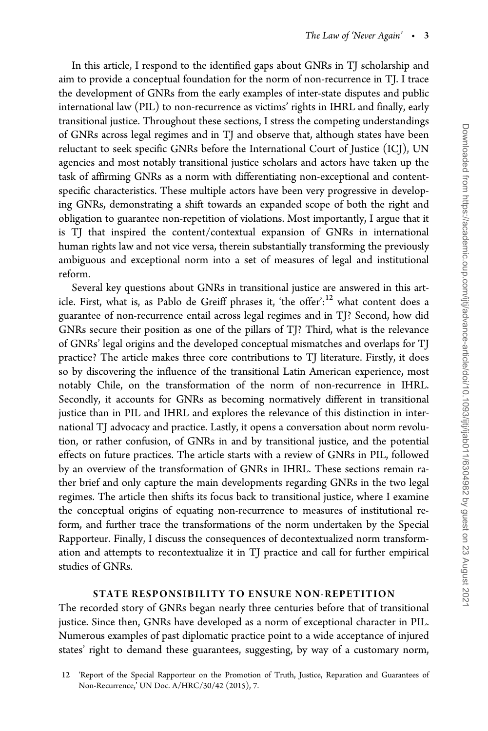In this article, I respond to the identified gaps about GNRs in TJ scholarship and aim to provide a conceptual foundation for the norm of non-recurrence in TJ. I trace the development of GNRs from the early examples of inter-state disputes and public international law (PIL) to non-recurrence as victims' rights in IHRL and finally, early transitional justice. Throughout these sections, I stress the competing understandings of GNRs across legal regimes and in TJ and observe that, although states have been reluctant to seek specific GNRs before the International Court of Justice (ICJ), UN agencies and most notably transitional justice scholars and actors have taken up the task of affirming GNRs as a norm with differentiating non-exceptional and content-specific characteristics. These multiple actors have been very progressive in developing GNRs, demonstrating a shift towards an expanded scope of both the right and obligation to guarantee non-repetition of violations. Most importantly, I argue that it is TJ that inspired the content/contextual expansion of GNRs in international human rights law and not vice versa, therein substantially transforming the previously ambiguous and exceptional norm into a set of measures of legal and institutional reform.

Several key questions about GNRs in transitional justice are answered in this article. First, what is, as Pablo de Greiff phrases it, 'the offer':[12] what content does a guarantee of non-recurrence entail across legal regimes and in TJ? Second, how did GNRs secure their position as one of the pillars of TJ? Third, what is the relevance of GNRs' legal origins and the developed conceptual mismatches and overlaps for TJ practice? The article makes three core contributions to TJ literature. Firstly, it does so by discovering the influence of the transitional Latin American experience, most notably Chile, on the transformation of the norm of non-recurrence in IHRL. Secondly, it accounts for GNRs as becoming normatively different in transitional justice than in PIL and IHRL and explores the relevance of this distinction in international TJ advocacy and practice. Lastly, it opens a conversation about norm revolution, or rather confusion, of GNRs in and by transitional justice, and the potential effects on future practices. The article starts with a review of GNRs in PIL, followed by an overview of the transformation of GNRs in IHRL. These sections remain rather brief and only capture the main developments regarding GNRs in the two legal regimes. The article then shifts its focus back to transitional justice, where I examine the conceptual origins of equating non-recurrence to measures of institutional reform, and further trace the transformations of the norm undertaken by the Special Rapporteur. Finally, I discuss the consequences of decontextualized norm transformation and attempts to recontextualize it in TJ practice and call for further empirical studies of GNRs.

## STATE RESPONSIBILITY TO ENSURE NON-REPETITION

The recorded story of GNRs began nearly three centuries before that of transitional justice. Since then, GNRs have developed as a norm of exceptional character in PIL. Numerous examples of past diplomatic practice point to a wide acceptance of injured states' right to demand these guarantees, suggesting, by way of a customary norm,

12 'Report of the Special Rapporteur on the Promotion of Truth, Justice, Reparation and Guarantees of Non-Recurrence,' UN Doc. A/HRC/30/42 (2015), 7.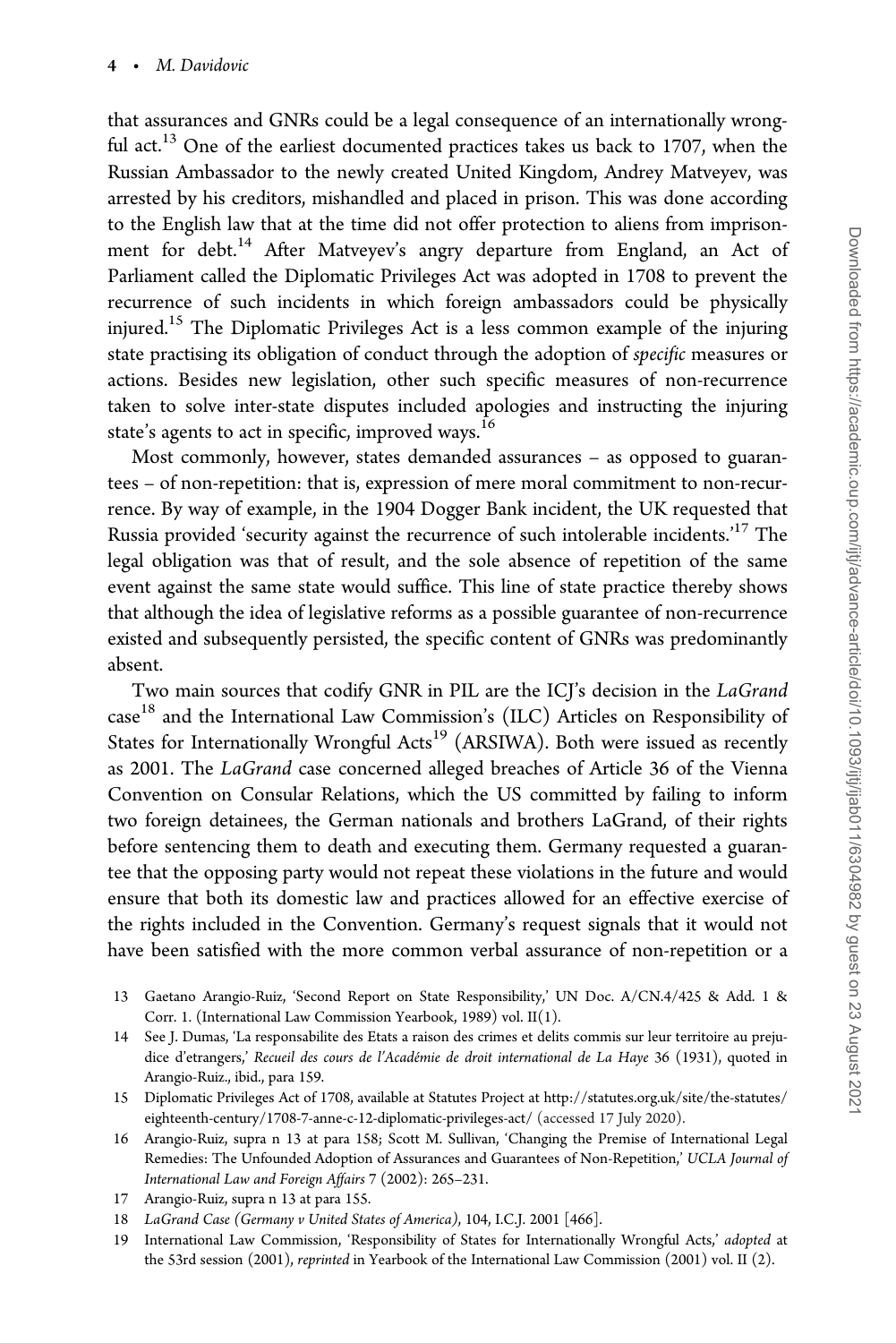that assurances and GNRs could be a legal consequence of an internationally wrongful act.[13] One of the earliest documented practices takes us back to 1707, when the Russian Ambassador to the newly created United Kingdom, Andrey Matveyev, was arrested by his creditors, mishandled and placed in prison. This was done according to the English law that at the time did not offer protection to aliens from imprisonment for debt.[14] After Matveyev's angry departure from England, an Act of Parliament called the Diplomatic Privileges Act was adopted in 1708 to prevent the recurrence of such incidents in which foreign ambassadors could be physically injured.[15] The Diplomatic Privileges Act is a less common example of the injuring state practising its obligation of conduct through the adoption of *specific* measures or actions. Besides new legislation, other such specific measures of non-recurrence taken to solve inter-state disputes included apologies and instructing the injuring state's agents to act in specific, improved ways.[16]

Most commonly, however, states demanded assurances – as opposed to guarantees – of non-repetition: that is, expression of mere moral commitment to non-recurrence. By way of example, in the 1904 Dogger Bank incident, the UK requested that Russia provided 'security against the recurrence of such intolerable incidents.'[17] The legal obligation was that of result, and the sole absence of repetition of the same event against the same state would suffice. This line of state practice thereby shows that although the idea of legislative reforms as a possible guarantee of non-recurrence existed and subsequently persisted, the specific content of GNRs was predominantly absent.

Two main sources that codify GNR in PIL are the ICJ's decision in the *LaGrand* case[18] and the International Law Commission's (ILC) Articles on Responsibility of States for Internationally Wrongful Acts[19] (ARSIWA). Both were issued as recently as 2001. The *LaGrand* case concerned alleged breaches of Article 36 of the Vienna Convention on Consular Relations, which the US committed by failing to inform two foreign detainees, the German nationals and brothers LaGrand, of their rights before sentencing them to death and executing them. Germany requested a guarantee that the opposing party would not repeat these violations in the future and would ensure that both its domestic law and practices allowed for an effective exercise of the rights included in the Convention. Germany's request signals that it would not have been satisfied with the more common verbal assurance of non-repetition or a

13 Gaetano Arangio-Ruiz, 'Second Report on State Responsibility,' UN Doc. A/CN.4/425 & Add. 1 & Corr. 1. (International Law Commission Yearbook, 1989) vol. II(1).

14 See J. Dumas, 'La responsabilite des Etats a raison des crimes et delits commis sur leur territoire au prejudice d'etrangers,' *Recueil des cours de l'Académie de droit international de La Haye* 36 (1931), quoted in Arangio-Ruiz., ibid., para 159.

15 Diplomatic Privileges Act of 1708, available at Statutes Project at http://statutes.org.uk/site/the-statutes/eighteenth-century/1708-7-anne-c-12-diplomatic-privileges-act/ (accessed 17 July 2020).

16 Arangio-Ruiz, supra n 13 at para 158; Scott M. Sullivan, 'Changing the Premise of International Legal Remedies: The Unfounded Adoption of Assurances and Guarantees of Non-Repetition,' *UCLA Journal of International Law and Foreign Affairs* 7 (2002): 265–231.

17 Arangio-Ruiz, supra n 13 at para 155.

18 *LaGrand Case (Germany v United States of America)*, 104, I.C.J. 2001 [466].

19 International Law Commission, 'Responsibility of States for Internationally Wrongful Acts,' *adopted* at the 53rd session (2001), *reprinted* in Yearbook of the International Law Commission (2001) vol. II (2).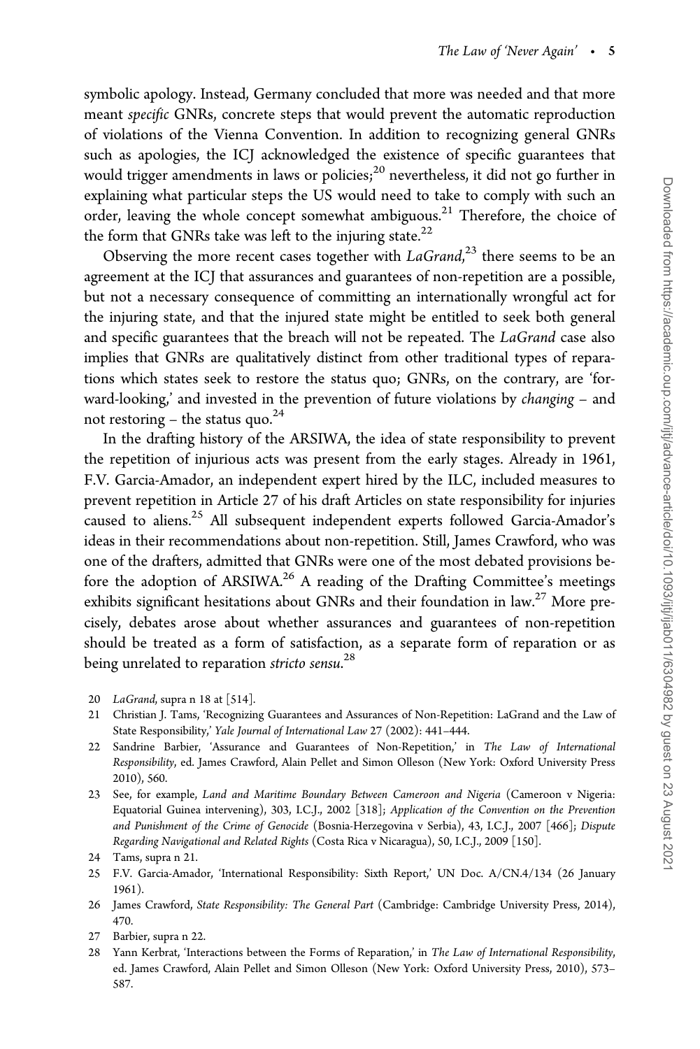symbolic apology. Instead, Germany concluded that more was needed and that more meant *specific* GNRs, concrete steps that would prevent the automatic reproduction of violations of the Vienna Convention. In addition to recognizing general GNRs such as apologies, the ICJ acknowledged the existence of specific guarantees that would trigger amendments in laws or policies;[20] nevertheless, it did not go further in explaining what particular steps the US would need to take to comply with such an order, leaving the whole concept somewhat ambiguous.[21] Therefore, the choice of the form that GNRs take was left to the injuring state.[22]

Observing the more recent cases together with *LaGrand*,[23] there seems to be an agreement at the ICJ that assurances and guarantees of non-repetition are a possible, but not a necessary consequence of committing an internationally wrongful act for the injuring state, and that the injured state might be entitled to seek both general and specific guarantees that the breach will not be repeated. The *LaGrand* case also implies that GNRs are qualitatively distinct from other traditional types of reparations which states seek to restore the status quo; GNRs, on the contrary, are 'forward-looking,' and invested in the prevention of future violations by *changing* – and not restoring – the status quo.[24]

In the drafting history of the ARSIWA, the idea of state responsibility to prevent the repetition of injurious acts was present from the early stages. Already in 1961, F.V. Garcia-Amador, an independent expert hired by the ILC, included measures to prevent repetition in Article 27 of his draft Articles on state responsibility for injuries caused to aliens.[25] All subsequent independent experts followed Garcia-Amador's ideas in their recommendations about non-repetition. Still, James Crawford, who was one of the drafters, admitted that GNRs were one of the most debated provisions before the adoption of ARSIWA.[26] A reading of the Drafting Committee's meetings exhibits significant hesitations about GNRs and their foundation in law.[27] More precisely, debates arose about whether assurances and guarantees of non-repetition should be treated as a form of satisfaction, as a separate form of reparation or as being unrelated to reparation *stricto sensu*.[28]

20 *LaGrand*, supra n 18 at [514].

21 Christian J. Tams, 'Recognizing Guarantees and Assurances of Non-Repetition: LaGrand and the Law of State Responsibility,' *Yale Journal of International Law* 27 (2002): 441–444.

22 Sandrine Barbier, 'Assurance and Guarantees of Non-Repetition,' in *The Law of International Responsibility*, ed. James Crawford, Alain Pellet and Simon Olleson (New York: Oxford University Press 2010), 560.

23 See, for example, *Land and Maritime Boundary Between Cameroon and Nigeria* (Cameroon v Nigeria: Equatorial Guinea intervening), 303, I.C.J., 2002 [318]; *Application of the Convention on the Prevention and Punishment of the Crime of Genocide* (Bosnia-Herzegovina v Serbia), 43, I.C.J., 2007 [466]; *Dispute Regarding Navigational and Related Rights* (Costa Rica v Nicaragua), 50, I.C.J., 2009 [150].

24 Tams, supra n 21.

25 F.V. Garcia-Amador, 'International Responsibility: Sixth Report,' UN Doc. A/CN.4/134 (26 January 1961).

26 James Crawford, *State Responsibility: The General Part* (Cambridge: Cambridge University Press, 2014), 470.

27 Barbier, supra n 22.

28 Yann Kerbrat, 'Interactions between the Forms of Reparation,' in *The Law of International Responsibility*, ed. James Crawford, Alain Pellet and Simon Olleson (New York: Oxford University Press, 2010), 573–587.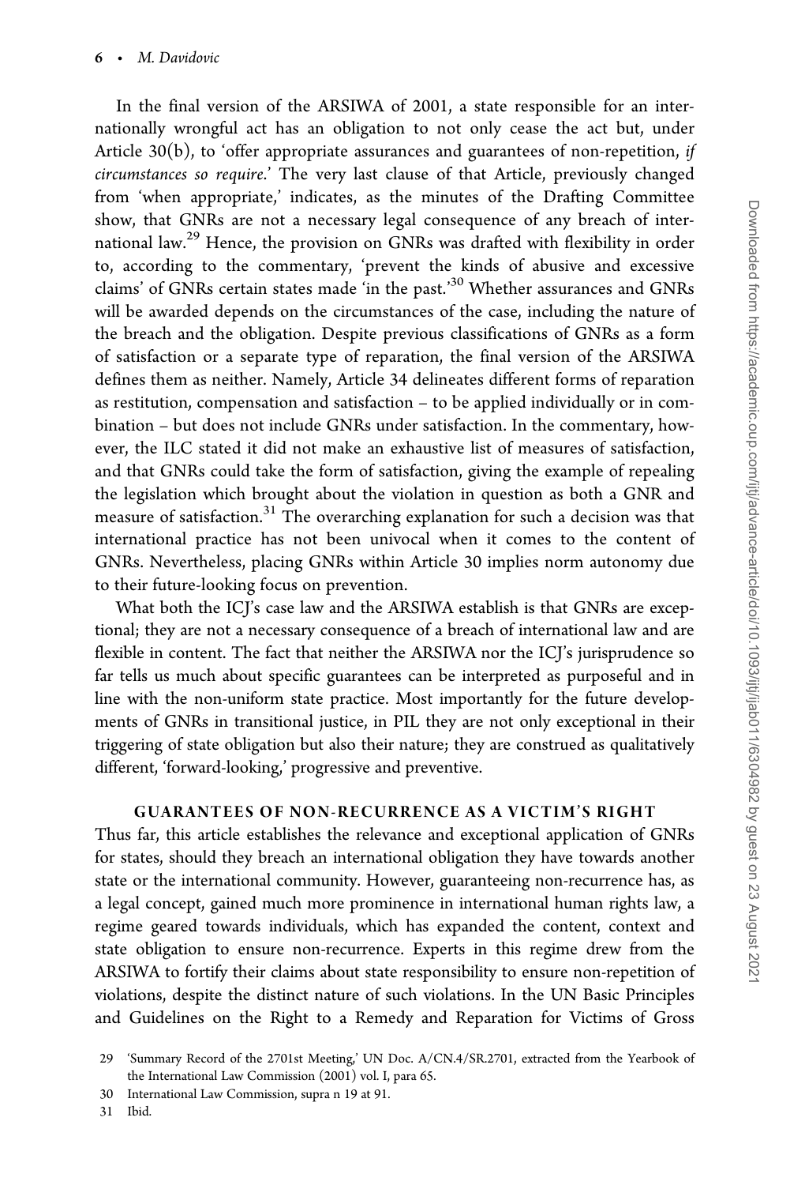In the final version of the ARSIWA of 2001, a state responsible for an internationally wrongful act has an obligation to not only cease the act but, under Article 30(b), to 'offer appropriate assurances and guarantees of non-repetition, *if circumstances so require*.' The very last clause of that Article, previously changed from 'when appropriate,' indicates, as the minutes of the Drafting Committee show, that GNRs are not a necessary legal consequence of any breach of international law.[29] Hence, the provision on GNRs was drafted with flexibility in order to, according to the commentary, 'prevent the kinds of abusive and excessive claims' of GNRs certain states made 'in the past.'[30] Whether assurances and GNRs will be awarded depends on the circumstances of the case, including the nature of the breach and the obligation. Despite previous classifications of GNRs as a form of satisfaction or a separate type of reparation, the final version of the ARSIWA defines them as neither. Namely, Article 34 delineates different forms of reparation as restitution, compensation and satisfaction – to be applied individually or in combination – but does not include GNRs under satisfaction. In the commentary, however, the ILC stated it did not make an exhaustive list of measures of satisfaction, and that GNRs could take the form of satisfaction, giving the example of repealing the legislation which brought about the violation in question as both a GNR and measure of satisfaction.[31] The overarching explanation for such a decision was that international practice has not been univocal when it comes to the content of GNRs. Nevertheless, placing GNRs within Article 30 implies norm autonomy due to their future-looking focus on prevention.

What both the ICJ's case law and the ARSIWA establish is that GNRs are exceptional; they are not a necessary consequence of a breach of international law and are flexible in content. The fact that neither the ARSIWA nor the ICJ's jurisprudence so far tells us much about specific guarantees can be interpreted as purposeful and in line with the non-uniform state practice. Most importantly for the future developments of GNRs in transitional justice, in PIL they are not only exceptional in their triggering of state obligation but also their nature; they are construed as qualitatively different, 'forward-looking,' progressive and preventive.

## GUARANTEES OF NON-RECURRENCE AS A VICTIM'S RIGHT

Thus far, this article establishes the relevance and exceptional application of GNRs for states, should they breach an international obligation they have towards another state or the international community. However, guaranteeing non-recurrence has, as a legal concept, gained much more prominence in international human rights law, a regime geared towards individuals, which has expanded the content, context and state obligation to ensure non-recurrence. Experts in this regime drew from the ARSIWA to fortify their claims about state responsibility to ensure non-repetition of violations, despite the distinct nature of such violations. In the UN Basic Principles and Guidelines on the Right to a Remedy and Reparation for Victims of Gross

29 'Summary Record of the 2701st Meeting,' UN Doc. A/CN.4/SR.2701, extracted from the Yearbook of the International Law Commission (2001) vol. I, para 65.

30 International Law Commission, supra n 19 at 91.

31 Ibid.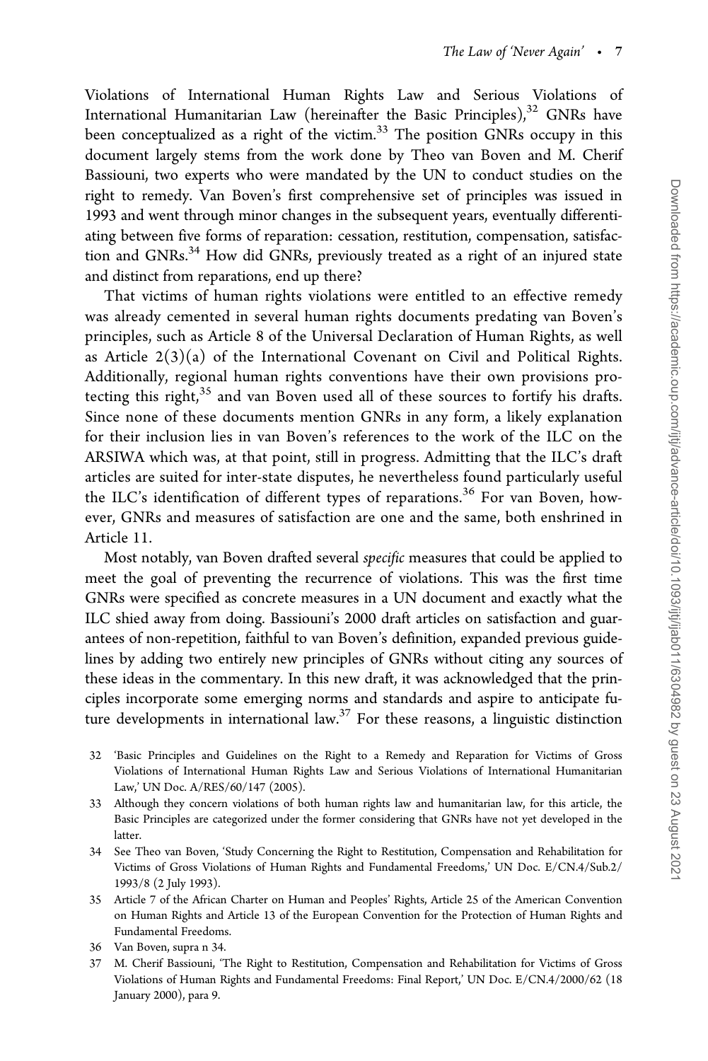Violations of International Human Rights Law and Serious Violations of International Humanitarian Law (hereinafter the Basic Principles),[32] GNRs have been conceptualized as a right of the victim.[33] The position GNRs occupy in this document largely stems from the work done by Theo van Boven and M. Cherif Bassiouni, two experts who were mandated by the UN to conduct studies on the right to remedy. Van Boven's first comprehensive set of principles was issued in 1993 and went through minor changes in the subsequent years, eventually differentiating between five forms of reparation: cessation, restitution, compensation, satisfaction and GNRs.[34] How did GNRs, previously treated as a right of an injured state and distinct from reparations, end up there?

That victims of human rights violations were entitled to an effective remedy was already cemented in several human rights documents predating van Boven's principles, such as Article 8 of the Universal Declaration of Human Rights, as well as Article 2(3)(a) of the International Covenant on Civil and Political Rights. Additionally, regional human rights conventions have their own provisions protecting this right,[35] and van Boven used all of these sources to fortify his drafts. Since none of these documents mention GNRs in any form, a likely explanation for their inclusion lies in van Boven's references to the work of the ILC on the ARSIWA which was, at that point, still in progress. Admitting that the ILC's draft articles are suited for inter-state disputes, he nevertheless found particularly useful the ILC's identification of different types of reparations.[36] For van Boven, however, GNRs and measures of satisfaction are one and the same, both enshrined in Article 11.

Most notably, van Boven drafted several *specific* measures that could be applied to meet the goal of preventing the recurrence of violations. This was the first time GNRs were specified as concrete measures in a UN document and exactly what the ILC shied away from doing. Bassiouni's 2000 draft articles on satisfaction and guarantees of non-repetition, faithful to van Boven's definition, expanded previous guidelines by adding two entirely new principles of GNRs without citing any sources of these ideas in the commentary. In this new draft, it was acknowledged that the principles incorporate some emerging norms and standards and aspire to anticipate future developments in international law.[37] For these reasons, a linguistic distinction

32 'Basic Principles and Guidelines on the Right to a Remedy and Reparation for Victims of Gross Violations of International Human Rights Law and Serious Violations of International Humanitarian Law,' UN Doc. A/RES/60/147 (2005).

33 Although they concern violations of both human rights law and humanitarian law, for this article, the Basic Principles are categorized under the former considering that GNRs have not yet developed in the latter.

34 See Theo van Boven, 'Study Concerning the Right to Restitution, Compensation and Rehabilitation for Victims of Gross Violations of Human Rights and Fundamental Freedoms,' UN Doc. E/CN.4/Sub.2/1993/8 (2 July 1993).

35 Article 7 of the African Charter on Human and Peoples' Rights, Article 25 of the American Convention on Human Rights and Article 13 of the European Convention for the Protection of Human Rights and Fundamental Freedoms.

36 Van Boven, supra n 34.

37 M. Cherif Bassiouni, 'The Right to Restitution, Compensation and Rehabilitation for Victims of Gross Violations of Human Rights and Fundamental Freedoms: Final Report,' UN Doc. E/CN.4/2000/62 (18 January 2000), para 9.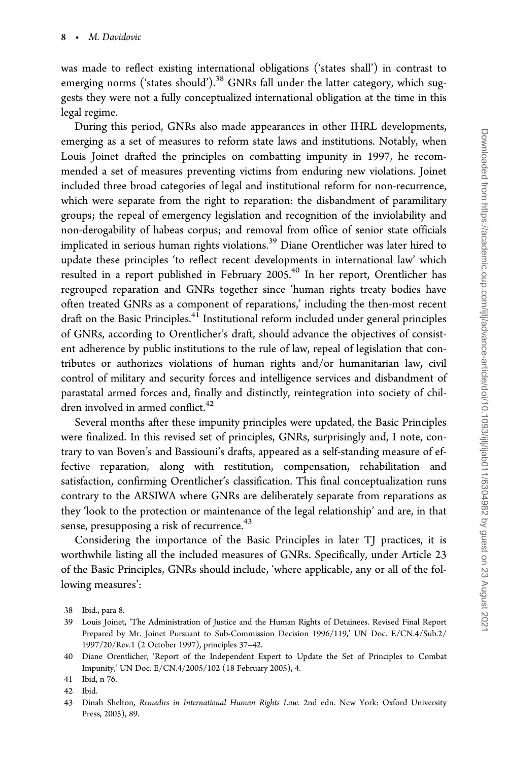was made to reflect existing international obligations ('states shall') in contrast to emerging norms ('states should').[38] GNRs fall under the latter category, which suggests they were not a fully conceptualized international obligation at the time in this legal regime.

During this period, GNRs also made appearances in other IHRL developments, emerging as a set of measures to reform state laws and institutions. Notably, when Louis Joinet drafted the principles on combatting impunity in 1997, he recommended a set of measures preventing victims from enduring new violations. Joinet included three broad categories of legal and institutional reform for non-recurrence, which were separate from the right to reparation: the disbandment of paramilitary groups; the repeal of emergency legislation and recognition of the inviolability and non-derogability of habeas corpus; and removal from office of senior state officials implicated in serious human rights violations.[39] Diane Orentlicher was later hired to update these principles 'to reflect recent developments in international law' which resulted in a report published in February 2005.[40] In her report, Orentlicher has regrouped reparation and GNRs together since 'human rights treaty bodies have often treated GNRs as a component of reparations,' including the then-most recent draft on the Basic Principles.[41] Institutional reform included under general principles of GNRs, according to Orentlicher's draft, should advance the objectives of consistent adherence by public institutions to the rule of law, repeal of legislation that contributes or authorizes violations of human rights and/or humanitarian law, civil control of military and security forces and intelligence services and disbandment of parastatal armed forces and, finally and distinctly, reintegration into society of children involved in armed conflict.[42]

Several months after these impunity principles were updated, the Basic Principles were finalized. In this revised set of principles, GNRs, surprisingly and, I note, contrary to van Boven's and Bassiouni's drafts, appeared as a self-standing measure of effective reparation, along with restitution, compensation, rehabilitation and satisfaction, confirming Orentlicher's classification. This final conceptualization runs contrary to the ARSIWA where GNRs are deliberately separate from reparations as they 'look to the protection or maintenance of the legal relationship' and are, in that sense, presupposing a risk of recurrence.[43]

Considering the importance of the Basic Principles in later TJ practices, it is worthwhile listing all the included measures of GNRs. Specifically, under Article 23 of the Basic Principles, GNRs should include, 'where applicable, any or all of the following measures':

38 Ibid., para 8.

39 Louis Joinet, 'The Administration of Justice and the Human Rights of Detainees. Revised Final Report Prepared by Mr. Joinet Pursuant to Sub-Commission Decision 1996/119,' UN Doc. E/CN.4/Sub.2/1997/20/Rev.1 (2 October 1997), principles 37–42.

40 Diane Orentlicher, 'Report of the Independent Expert to Update the Set of Principles to Combat Impunity,' UN Doc. E/CN.4/2005/102 (18 February 2005), 4.

41 Ibid, n 76.

42 Ibid.

43 Dinah Shelton, *Remedies in International Human Rights Law*. 2nd edn. New York: Oxford University Press, 2005), 89.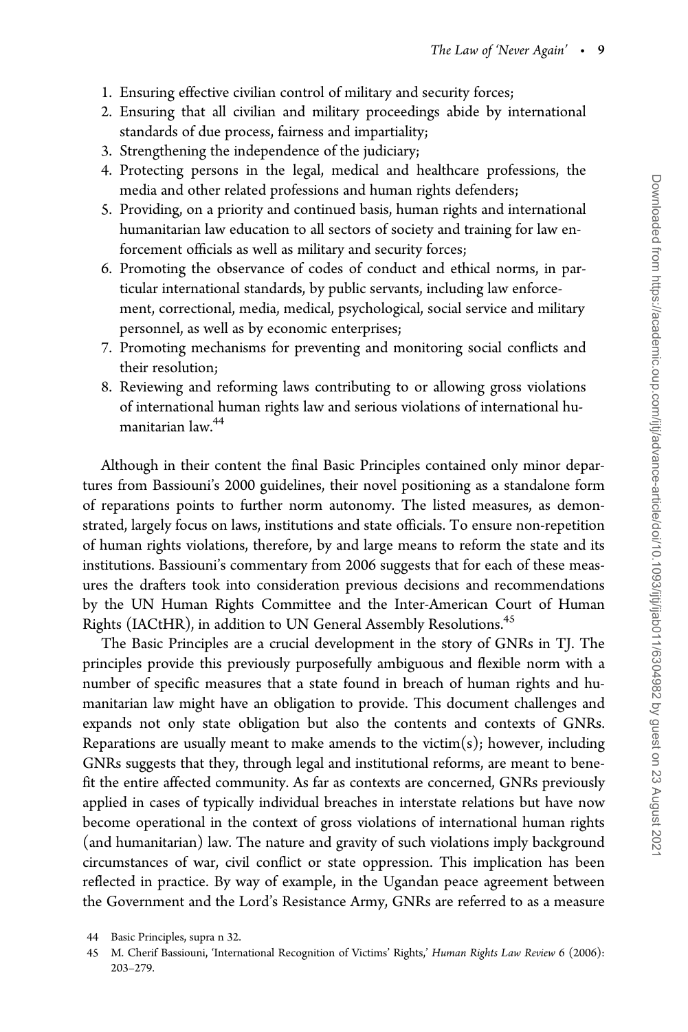1. Ensuring effective civilian control of military and security forces;
2. Ensuring that all civilian and military proceedings abide by international standards of due process, fairness and impartiality;
3. Strengthening the independence of the judiciary;
4. Protecting persons in the legal, medical and healthcare professions, the media and other related professions and human rights defenders;
5. Providing, on a priority and continued basis, human rights and international humanitarian law education to all sectors of society and training for law enforcement officials as well as military and security forces;
6. Promoting the observance of codes of conduct and ethical norms, in particular international standards, by public servants, including law enforcement, correctional, media, medical, psychological, social service and military personnel, as well as by economic enterprises;
7. Promoting mechanisms for preventing and monitoring social conflicts and their resolution;
8. Reviewing and reforming laws contributing to or allowing gross violations of international human rights law and serious violations of international humanitarian law.[44]

Although in their content the final Basic Principles contained only minor departures from Bassiouni's 2000 guidelines, their novel positioning as a standalone form of reparations points to further norm autonomy. The listed measures, as demonstrated, largely focus on laws, institutions and state officials. To ensure non-repetition of human rights violations, therefore, by and large means to reform the state and its institutions. Bassiouni's commentary from 2006 suggests that for each of these measures the drafters took into consideration previous decisions and recommendations by the UN Human Rights Committee and the Inter-American Court of Human Rights (IACtHR), in addition to UN General Assembly Resolutions.[45]

The Basic Principles are a crucial development in the story of GNRs in TJ. The principles provide this previously purposefully ambiguous and flexible norm with a number of specific measures that a state found in breach of human rights and humanitarian law might have an obligation to provide. This document challenges and expands not only state obligation but also the contents and contexts of GNRs. Reparations are usually meant to make amends to the victim(s); however, including GNRs suggests that they, through legal and institutional reforms, are meant to benefit the entire affected community. As far as contexts are concerned, GNRs previously applied in cases of typically individual breaches in interstate relations but have now become operational in the context of gross violations of international human rights (and humanitarian) law. The nature and gravity of such violations imply background circumstances of war, civil conflict or state oppression. This implication has been reflected in practice. By way of example, in the Ugandan peace agreement between the Government and the Lord's Resistance Army, GNRs are referred to as a measure

44 Basic Principles, supra n 32.

45 M. Cherif Bassiouni, 'International Recognition of Victims' Rights,' *Human Rights Law Review* 6 (2006): 203–279.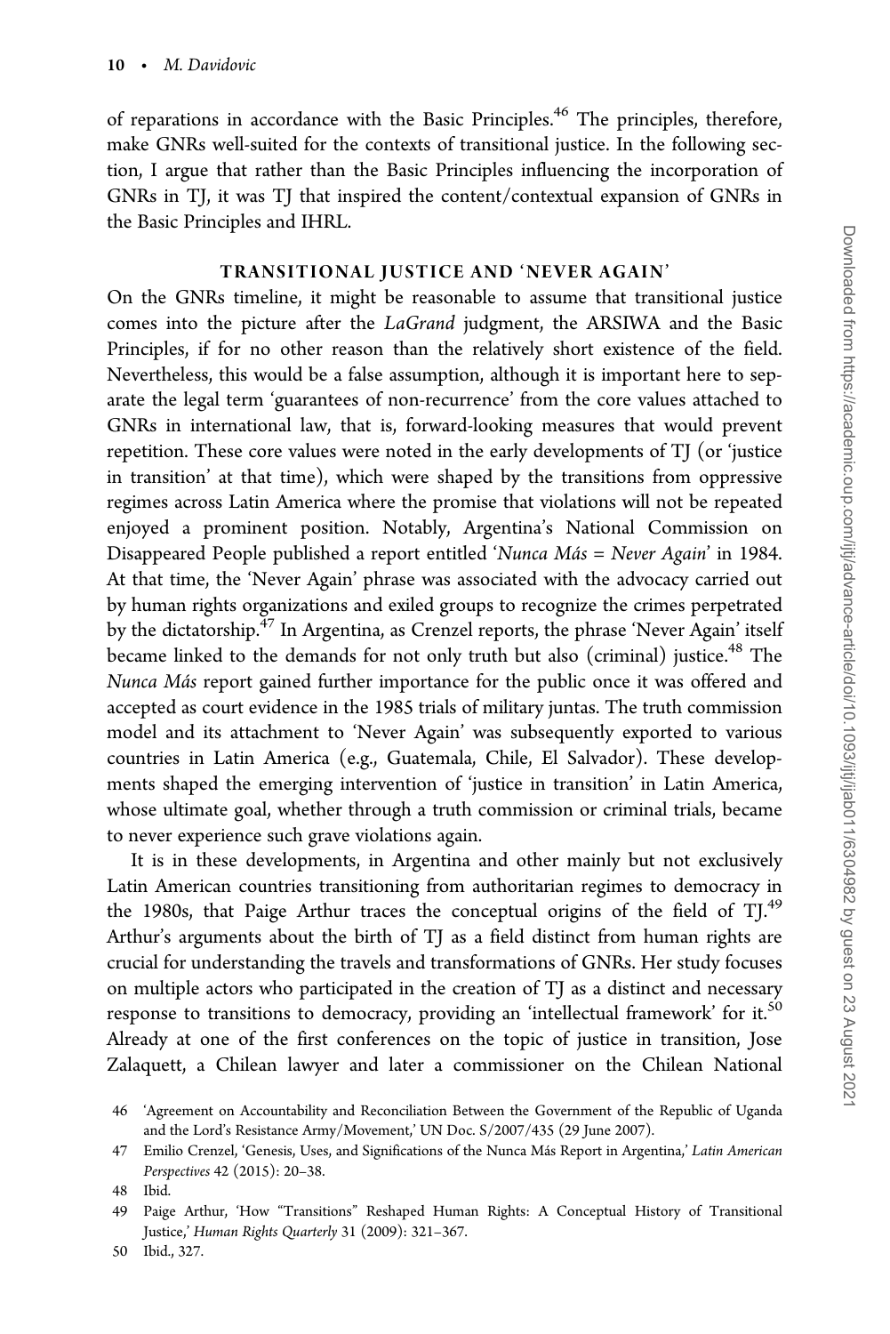of reparations in accordance with the Basic Principles.[46] The principles, therefore, make GNRs well-suited for the contexts of transitional justice. In the following section, I argue that rather than the Basic Principles influencing the incorporation of GNRs in TJ, it was TJ that inspired the content/contextual expansion of GNRs in the Basic Principles and IHRL.

## TRANSITIONAL JUSTICE AND 'NEVER AGAIN'

On the GNRs timeline, it might be reasonable to assume that transitional justice comes into the picture after the *LaGrand* judgment, the ARSIWA and the Basic Principles, if for no other reason than the relatively short existence of the field. Nevertheless, this would be a false assumption, although it is important here to separate the legal term 'guarantees of non-recurrence' from the core values attached to GNRs in international law, that is, forward-looking measures that would prevent repetition. These core values were noted in the early developments of TJ (or 'justice in transition' at that time), which were shaped by the transitions from oppressive regimes across Latin America where the promise that violations will not be repeated enjoyed a prominent position. Notably, Argentina's National Commission on Disappeared People published a report entitled '*Nunca Más = Never Again*' in 1984. At that time, the 'Never Again' phrase was associated with the advocacy carried out by human rights organizations and exiled groups to recognize the crimes perpetrated by the dictatorship.[47] In Argentina, as Crenzel reports, the phrase 'Never Again' itself became linked to the demands for not only truth but also (criminal) justice.[48] The *Nunca Más* report gained further importance for the public once it was offered and accepted as court evidence in the 1985 trials of military juntas. The truth commission model and its attachment to 'Never Again' was subsequently exported to various countries in Latin America (e.g., Guatemala, Chile, El Salvador). These developments shaped the emerging intervention of 'justice in transition' in Latin America, whose ultimate goal, whether through a truth commission or criminal trials, became to never experience such grave violations again.

It is in these developments, in Argentina and other mainly but not exclusively Latin American countries transitioning from authoritarian regimes to democracy in the 1980s, that Paige Arthur traces the conceptual origins of the field of TJ.[49] Arthur's arguments about the birth of TJ as a field distinct from human rights are crucial for understanding the travels and transformations of GNRs. Her study focuses on multiple actors who participated in the creation of TJ as a distinct and necessary response to transitions to democracy, providing an 'intellectual framework' for it.[50] Already at one of the first conferences on the topic of justice in transition, Jose Zalaquett, a Chilean lawyer and later a commissioner on the Chilean National

46 'Agreement on Accountability and Reconciliation Between the Government of the Republic of Uganda and the Lord's Resistance Army/Movement,' UN Doc. S/2007/435 (29 June 2007).

47 Emilio Crenzel, 'Genesis, Uses, and Significations of the Nunca Más Report in Argentina,' *Latin American Perspectives* 42 (2015): 20–38.

48 Ibid.

49 Paige Arthur, 'How "Transitions" Reshaped Human Rights: A Conceptual History of Transitional Justice,' *Human Rights Quarterly* 31 (2009): 321–367.

50 Ibid., 327.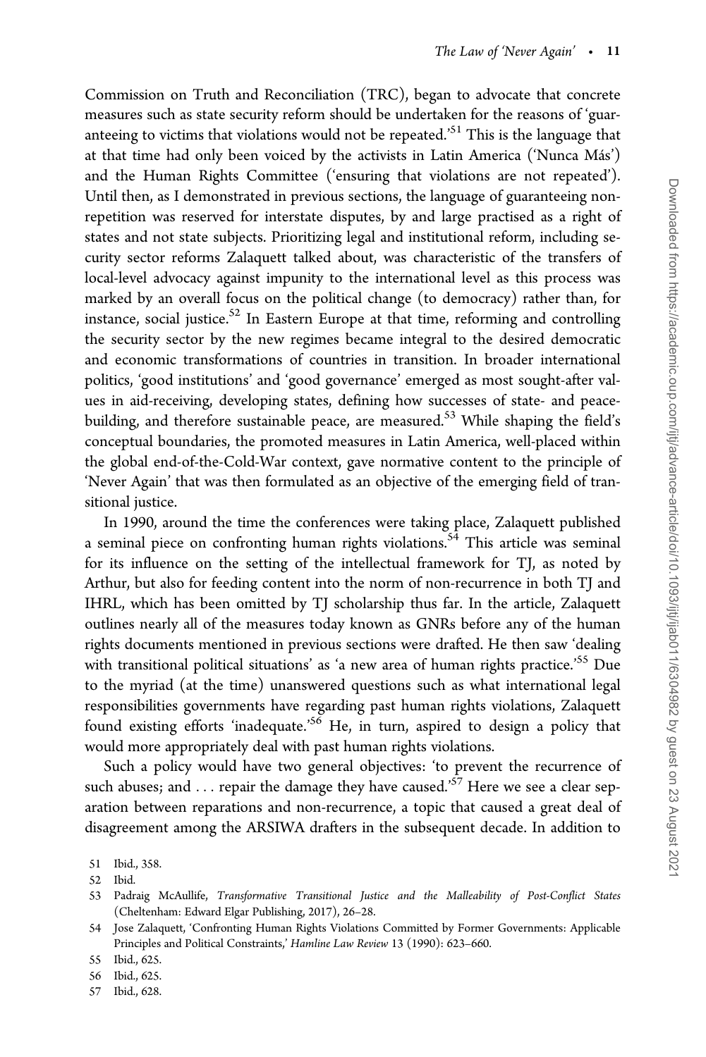Commission on Truth and Reconciliation (TRC), began to advocate that concrete measures such as state security reform should be undertaken for the reasons of 'guaranteeing to victims that violations would not be repeated.'[51] This is the language that at that time had only been voiced by the activists in Latin America ('Nunca Más') and the Human Rights Committee ('ensuring that violations are not repeated'). Until then, as I demonstrated in previous sections, the language of guaranteeing non-repetition was reserved for interstate disputes, by and large practised as a right of states and not state subjects. Prioritizing legal and institutional reform, including security sector reforms Zalaquett talked about, was characteristic of the transfers of local-level advocacy against impunity to the international level as this process was marked by an overall focus on the political change (to democracy) rather than, for instance, social justice.[52] In Eastern Europe at that time, reforming and controlling the security sector by the new regimes became integral to the desired democratic and economic transformations of countries in transition. In broader international politics, 'good institutions' and 'good governance' emerged as most sought-after values in aid-receiving, developing states, defining how successes of state- and peace-building, and therefore sustainable peace, are measured.[53] While shaping the field's conceptual boundaries, the promoted measures in Latin America, well-placed within the global end-of-the-Cold-War context, gave normative content to the principle of 'Never Again' that was then formulated as an objective of the emerging field of transitional justice.

In 1990, around the time the conferences were taking place, Zalaquett published a seminal piece on confronting human rights violations.[54] This article was seminal for its influence on the setting of the intellectual framework for TJ, as noted by Arthur, but also for feeding content into the norm of non-recurrence in both TJ and IHRL, which has been omitted by TJ scholarship thus far. In the article, Zalaquett outlines nearly all of the measures today known as GNRs before any of the human rights documents mentioned in previous sections were drafted. He then saw 'dealing with transitional political situations' as 'a new area of human rights practice.'[55] Due to the myriad (at the time) unanswered questions such as what international legal responsibilities governments have regarding past human rights violations, Zalaquett found existing efforts 'inadequate.'[56] He, in turn, aspired to design a policy that would more appropriately deal with past human rights violations.

Such a policy would have two general objectives: 'to prevent the recurrence of such abuses; and . . . repair the damage they have caused.'[57] Here we see a clear separation between reparations and non-recurrence, a topic that caused a great deal of disagreement among the ARSIWA drafters in the subsequent decade. In addition to

51 Ibid., 358.

52 Ibid.

53 Padraig McAullife, *Transformative Transitional Justice and the Malleability of Post-Conflict States* (Cheltenham: Edward Elgar Publishing, 2017), 26–28.

54 Jose Zalaquett, 'Confronting Human Rights Violations Committed by Former Governments: Applicable Principles and Political Constraints,' *Hamline Law Review* 13 (1990): 623–660.

55 Ibid., 625.

56 Ibid., 625.

57 Ibid., 628.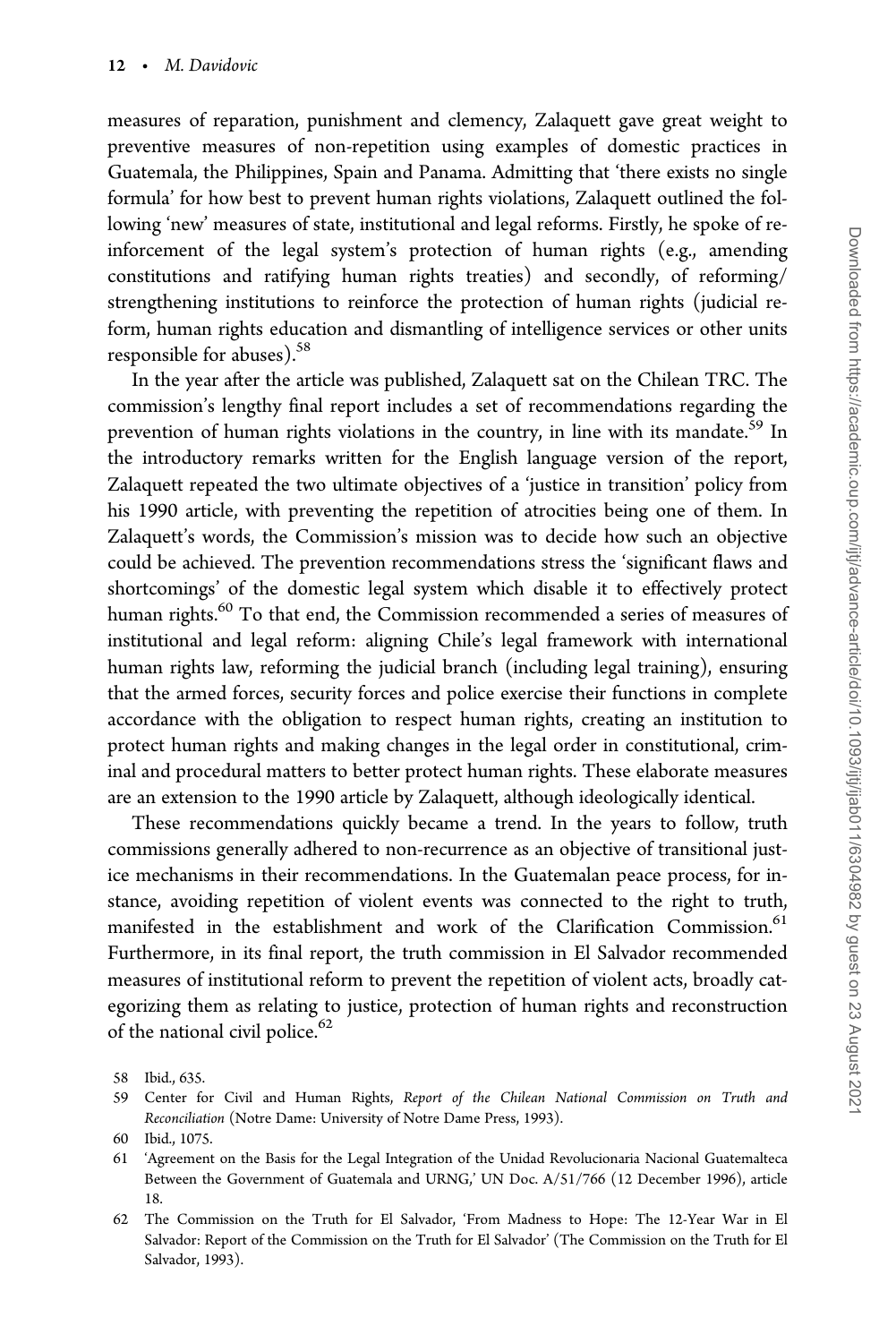measures of reparation, punishment and clemency, Zalaquett gave great weight to preventive measures of non-repetition using examples of domestic practices in Guatemala, the Philippines, Spain and Panama. Admitting that 'there exists no single formula' for how best to prevent human rights violations, Zalaquett outlined the following 'new' measures of state, institutional and legal reforms. Firstly, he spoke of reinforcement of the legal system's protection of human rights (e.g., amending constitutions and ratifying human rights treaties) and secondly, of reforming/strengthening institutions to reinforce the protection of human rights (judicial reform, human rights education and dismantling of intelligence services or other units responsible for abuses).[58]

In the year after the article was published, Zalaquett sat on the Chilean TRC. The commission's lengthy final report includes a set of recommendations regarding the prevention of human rights violations in the country, in line with its mandate.[59] In the introductory remarks written for the English language version of the report, Zalaquett repeated the two ultimate objectives of a 'justice in transition' policy from his 1990 article, with preventing the repetition of atrocities being one of them. In Zalaquett's words, the Commission's mission was to decide how such an objective could be achieved. The prevention recommendations stress the 'significant flaws and shortcomings' of the domestic legal system which disable it to effectively protect human rights.[60] To that end, the Commission recommended a series of measures of institutional and legal reform: aligning Chile's legal framework with international human rights law, reforming the judicial branch (including legal training), ensuring that the armed forces, security forces and police exercise their functions in complete accordance with the obligation to respect human rights, creating an institution to protect human rights and making changes in the legal order in constitutional, criminal and procedural matters to better protect human rights. These elaborate measures are an extension to the 1990 article by Zalaquett, although ideologically identical.

These recommendations quickly became a trend. In the years to follow, truth commissions generally adhered to non-recurrence as an objective of transitional justice mechanisms in their recommendations. In the Guatemalan peace process, for instance, avoiding repetition of violent events was connected to the right to truth, manifested in the establishment and work of the Clarification Commission.[61] Furthermore, in its final report, the truth commission in El Salvador recommended measures of institutional reform to prevent the repetition of violent acts, broadly categorizing them as relating to justice, protection of human rights and reconstruction of the national civil police.[62]

58 Ibid., 635.

59 Center for Civil and Human Rights, *Report of the Chilean National Commission on Truth and Reconciliation* (Notre Dame: University of Notre Dame Press, 1993).

60 Ibid., 1075.

61 'Agreement on the Basis for the Legal Integration of the Unidad Revolucionaria Nacional Guatemalteca Between the Government of Guatemala and URNG,' UN Doc. A/51/766 (12 December 1996), article 18.

62 The Commission on the Truth for El Salvador, 'From Madness to Hope: The 12-Year War in El Salvador: Report of the Commission on the Truth for El Salvador' (The Commission on the Truth for El Salvador, 1993).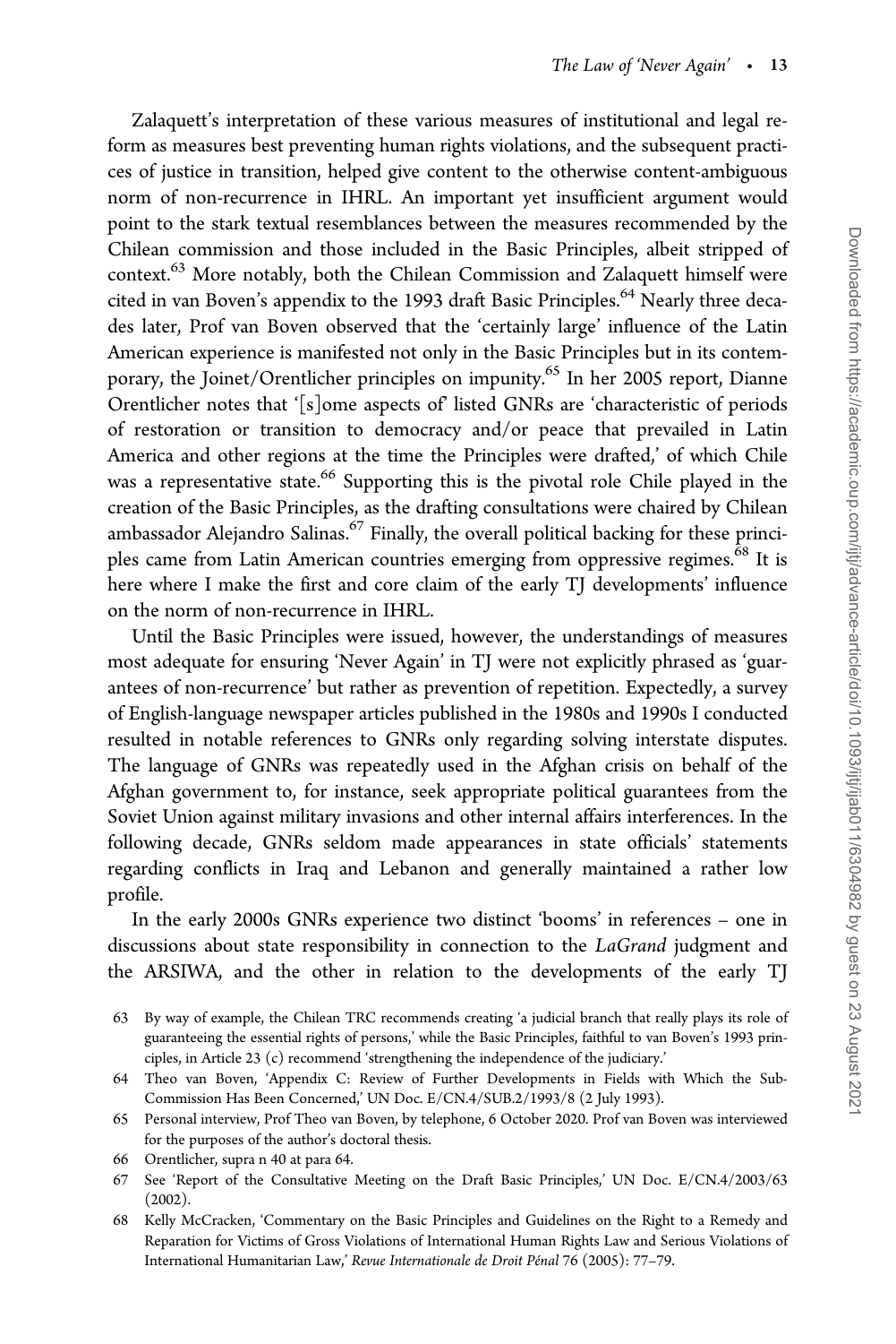Zalaquett's interpretation of these various measures of institutional and legal reform as measures best preventing human rights violations, and the subsequent practices of justice in transition, helped give content to the otherwise content-ambiguous norm of non-recurrence in IHRL. An important yet insufficient argument would point to the stark textual resemblances between the measures recommended by the Chilean commission and those included in the Basic Principles, albeit stripped of context.[63] More notably, both the Chilean Commission and Zalaquett himself were cited in van Boven's appendix to the 1993 draft Basic Principles.[64] Nearly three decades later, Prof van Boven observed that the 'certainly large' influence of the Latin American experience is manifested not only in the Basic Principles but in its contemporary, the Joinet/Orentlicher principles on impunity.[65] In her 2005 report, Dianne Orentlicher notes that '[s]ome aspects of' listed GNRs are 'characteristic of periods of restoration or transition to democracy and/or peace that prevailed in Latin America and other regions at the time the Principles were drafted,' of which Chile was a representative state.[66] Supporting this is the pivotal role Chile played in the creation of the Basic Principles, as the drafting consultations were chaired by Chilean ambassador Alejandro Salinas.[67] Finally, the overall political backing for these principles came from Latin American countries emerging from oppressive regimes.[68] It is here where I make the first and core claim of the early TJ developments' influence on the norm of non-recurrence in IHRL.

Until the Basic Principles were issued, however, the understandings of measures most adequate for ensuring 'Never Again' in TJ were not explicitly phrased as 'guarantees of non-recurrence' but rather as prevention of repetition. Expectedly, a survey of English-language newspaper articles published in the 1980s and 1990s I conducted resulted in notable references to GNRs only regarding solving interstate disputes. The language of GNRs was repeatedly used in the Afghan crisis on behalf of the Afghan government to, for instance, seek appropriate political guarantees from the Soviet Union against military invasions and other internal affairs interferences. In the following decade, GNRs seldom made appearances in state officials' statements regarding conflicts in Iraq and Lebanon and generally maintained a rather low profile.

In the early 2000s GNRs experience two distinct 'booms' in references – one in discussions about state responsibility in connection to the *LaGrand* judgment and the ARSIWA, and the other in relation to the developments of the early TJ

63 By way of example, the Chilean TRC recommends creating 'a judicial branch that really plays its role of guaranteeing the essential rights of persons,' while the Basic Principles, faithful to van Boven's 1993 principles, in Article 23 (c) recommend 'strengthening the independence of the judiciary.'

64 Theo van Boven, 'Appendix C: Review of Further Developments in Fields with Which the Sub-Commission Has Been Concerned,' UN Doc. E/CN.4/SUB.2/1993/8 (2 July 1993).

65 Personal interview, Prof Theo van Boven, by telephone, 6 October 2020. Prof van Boven was interviewed for the purposes of the author's doctoral thesis.

66 Orentlicher, supra n 40 at para 64.

67 See 'Report of the Consultative Meeting on the Draft Basic Principles,' UN Doc. E/CN.4/2003/63 (2002).

68 Kelly McCracken, 'Commentary on the Basic Principles and Guidelines on the Right to a Remedy and Reparation for Victims of Gross Violations of International Human Rights Law and Serious Violations of International Humanitarian Law,' *Revue Internationale de Droit Pénal* 76 (2005): 77–79.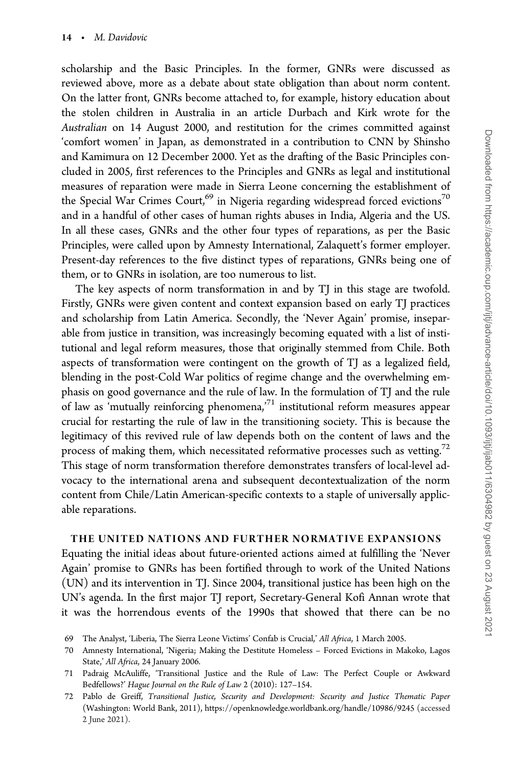scholarship and the Basic Principles. In the former, GNRs were discussed as reviewed above, more as a debate about state obligation than about norm content. On the latter front, GNRs become attached to, for example, history education about the stolen children in Australia in an article Durbach and Kirk wrote for the *Australian* on 14 August 2000, and restitution for the crimes committed against 'comfort women' in Japan, as demonstrated in a contribution to CNN by Shinsho and Kamimura on 12 December 2000. Yet as the drafting of the Basic Principles concluded in 2005, first references to the Principles and GNRs as legal and institutional measures of reparation were made in Sierra Leone concerning the establishment of the Special War Crimes Court,[69] in Nigeria regarding widespread forced evictions[70] and in a handful of other cases of human rights abuses in India, Algeria and the US. In all these cases, GNRs and the other four types of reparations, as per the Basic Principles, were called upon by Amnesty International, Zalaquett's former employer. Present-day references to the five distinct types of reparations, GNRs being one of them, or to GNRs in isolation, are too numerous to list.

The key aspects of norm transformation in and by TJ in this stage are twofold. Firstly, GNRs were given content and context expansion based on early TJ practices and scholarship from Latin America. Secondly, the 'Never Again' promise, inseparable from justice in transition, was increasingly becoming equated with a list of institutional and legal reform measures, those that originally stemmed from Chile. Both aspects of transformation were contingent on the growth of TJ as a legalized field, blending in the post-Cold War politics of regime change and the overwhelming emphasis on good governance and the rule of law. In the formulation of TJ and the rule of law as 'mutually reinforcing phenomena,'[71] institutional reform measures appear crucial for restarting the rule of law in the transitioning society. This is because the legitimacy of this revived rule of law depends both on the content of laws and the process of making them, which necessitated reformative processes such as vetting.[72] This stage of norm transformation therefore demonstrates transfers of local-level advocacy to the international arena and subsequent decontextualization of the norm content from Chile/Latin American-specific contexts to a staple of universally applicable reparations.

## THE UNITED NATIONS AND FURTHER NORMATIVE EXPANSIONS

Equating the initial ideas about future-oriented actions aimed at fulfilling the 'Never Again' promise to GNRs has been fortified through to work of the United Nations (UN) and its intervention in TJ. Since 2004, transitional justice has been high on the UN's agenda. In the first major TJ report, Secretary-General Kofi Annan wrote that it was the horrendous events of the 1990s that showed that there can be no

69 The Analyst, 'Liberia, The Sierra Leone Victims' Confab is Crucial,' *All Africa*, 1 March 2005.

70 Amnesty International, 'Nigeria; Making the Destitute Homeless – Forced Evictions in Makoko, Lagos State,' *All Africa*, 24 January 2006.

71 Padraig McAuliffe, 'Transitional Justice and the Rule of Law: The Perfect Couple or Awkward Bedfellows?' *Hague Journal on the Rule of Law* 2 (2010): 127–154.

72 Pablo de Greiff, *Transitional Justice, Security and Development: Security and Justice Thematic Paper* (Washington: World Bank, 2011), https://openknowledge.worldbank.org/handle/10986/9245 (accessed 2 June 2021).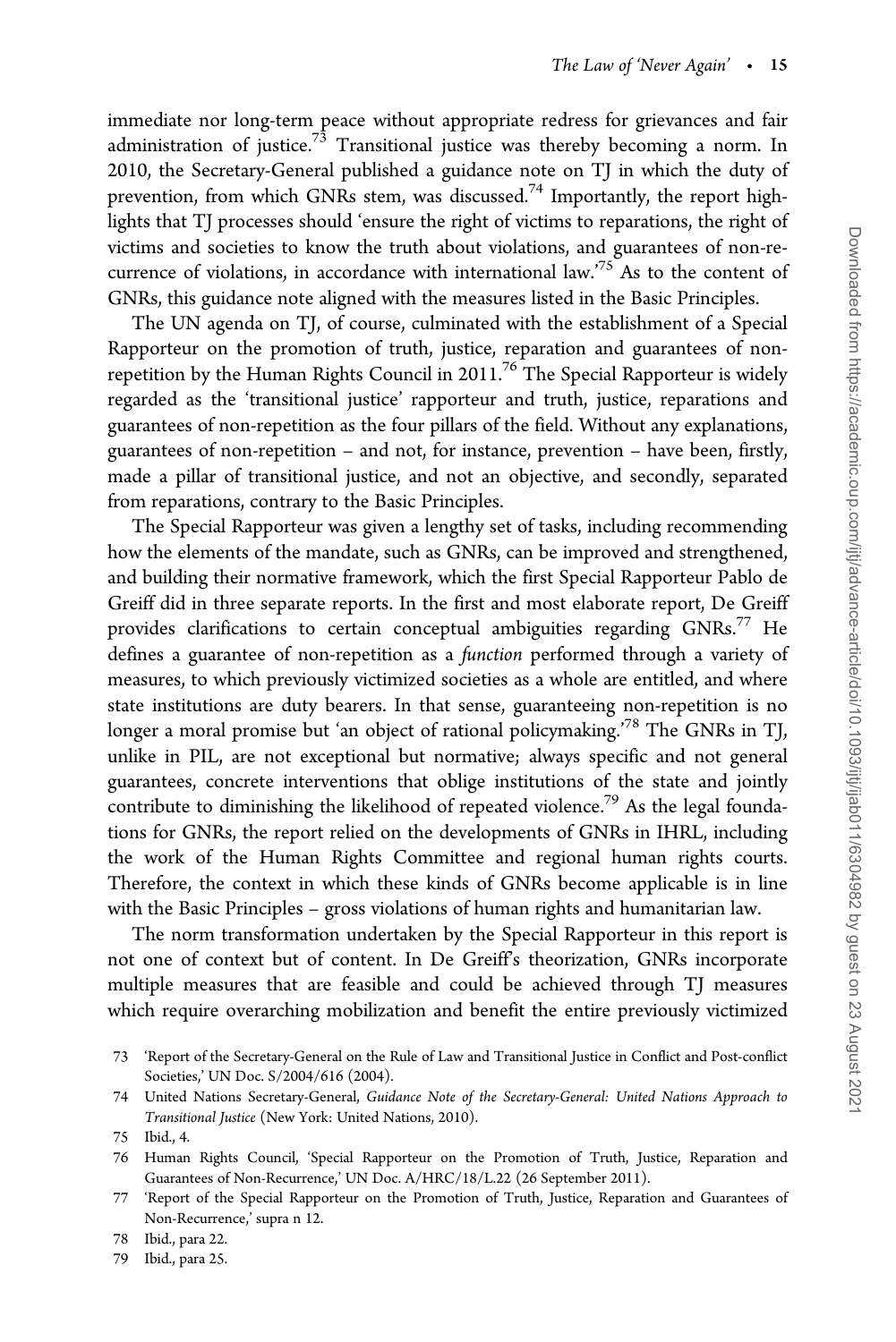immediate nor long-term peace without appropriate redress for grievances and fair administration of justice.[73] Transitional justice was thereby becoming a norm. In 2010, the Secretary-General published a guidance note on TJ in which the duty of prevention, from which GNRs stem, was discussed.[74] Importantly, the report highlights that TJ processes should 'ensure the right of victims to reparations, the right of victims and societies to know the truth about violations, and guarantees of non-recurrence of violations, in accordance with international law.'[75] As to the content of GNRs, this guidance note aligned with the measures listed in the Basic Principles.

The UN agenda on TJ, of course, culminated with the establishment of a Special Rapporteur on the promotion of truth, justice, reparation and guarantees of non-repetition by the Human Rights Council in 2011.[76] The Special Rapporteur is widely regarded as the 'transitional justice' rapporteur and truth, justice, reparations and guarantees of non-repetition as the four pillars of the field. Without any explanations, guarantees of non-repetition – and not, for instance, prevention – have been, firstly, made a pillar of transitional justice, and not an objective, and secondly, separated from reparations, contrary to the Basic Principles.

The Special Rapporteur was given a lengthy set of tasks, including recommending how the elements of the mandate, such as GNRs, can be improved and strengthened, and building their normative framework, which the first Special Rapporteur Pablo de Greiff did in three separate reports. In the first and most elaborate report, De Greiff provides clarifications to certain conceptual ambiguities regarding GNRs.[77] He defines a guarantee of non-repetition as a *function* performed through a variety of measures, to which previously victimized societies as a whole are entitled, and where state institutions are duty bearers. In that sense, guaranteeing non-repetition is no longer a moral promise but 'an object of rational policymaking.'[78] The GNRs in TJ, unlike in PIL, are not exceptional but normative; always specific and not general guarantees, concrete interventions that oblige institutions of the state and jointly contribute to diminishing the likelihood of repeated violence.[79] As the legal foundations for GNRs, the report relied on the developments of GNRs in IHRL, including the work of the Human Rights Committee and regional human rights courts. Therefore, the context in which these kinds of GNRs become applicable is in line with the Basic Principles – gross violations of human rights and humanitarian law.

The norm transformation undertaken by the Special Rapporteur in this report is not one of context but of content. In De Greiff's theorization, GNRs incorporate multiple measures that are feasible and could be achieved through TJ measures which require overarching mobilization and benefit the entire previously victimized

73 'Report of the Secretary-General on the Rule of Law and Transitional Justice in Conflict and Post-conflict Societies,' UN Doc. S/2004/616 (2004).

74 United Nations Secretary-General, *Guidance Note of the Secretary-General: United Nations Approach to Transitional Justice* (New York: United Nations, 2010).

75 Ibid., 4.

76 Human Rights Council, 'Special Rapporteur on the Promotion of Truth, Justice, Reparation and Guarantees of Non-Recurrence,' UN Doc. A/HRC/18/L.22 (26 September 2011).

77 'Report of the Special Rapporteur on the Promotion of Truth, Justice, Reparation and Guarantees of Non-Recurrence,' supra n 12.

78 Ibid., para 22.

79 Ibid., para 25.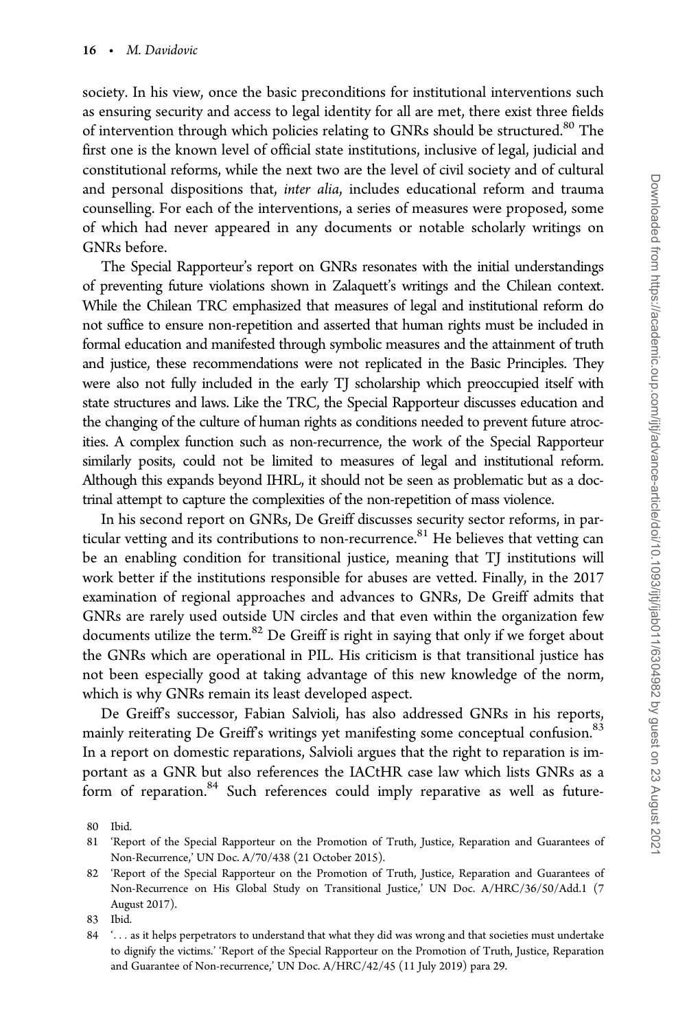society. In his view, once the basic preconditions for institutional interventions such as ensuring security and access to legal identity for all are met, there exist three fields of intervention through which policies relating to GNRs should be structured.[80] The first one is the known level of official state institutions, inclusive of legal, judicial and constitutional reforms, while the next two are the level of civil society and of cultural and personal dispositions that, *inter alia*, includes educational reform and trauma counselling. For each of the interventions, a series of measures were proposed, some of which had never appeared in any documents or notable scholarly writings on GNRs before.

The Special Rapporteur's report on GNRs resonates with the initial understandings of preventing future violations shown in Zalaquett's writings and the Chilean context. While the Chilean TRC emphasized that measures of legal and institutional reform do not suffice to ensure non-repetition and asserted that human rights must be included in formal education and manifested through symbolic measures and the attainment of truth and justice, these recommendations were not replicated in the Basic Principles. They were also not fully included in the early TJ scholarship which preoccupied itself with state structures and laws. Like the TRC, the Special Rapporteur discusses education and the changing of the culture of human rights as conditions needed to prevent future atrocities. A complex function such as non-recurrence, the work of the Special Rapporteur similarly posits, could not be limited to measures of legal and institutional reform. Although this expands beyond IHRL, it should not be seen as problematic but as a doctrinal attempt to capture the complexities of the non-repetition of mass violence.

In his second report on GNRs, De Greiff discusses security sector reforms, in particular vetting and its contributions to non-recurrence.[81] He believes that vetting can be an enabling condition for transitional justice, meaning that TJ institutions will work better if the institutions responsible for abuses are vetted. Finally, in the 2017 examination of regional approaches and advances to GNRs, De Greiff admits that GNRs are rarely used outside UN circles and that even within the organization few documents utilize the term.[82] De Greiff is right in saying that only if we forget about the GNRs which are operational in PIL. His criticism is that transitional justice has not been especially good at taking advantage of this new knowledge of the norm, which is why GNRs remain its least developed aspect.

De Greiff's successor, Fabian Salvioli, has also addressed GNRs in his reports, mainly reiterating De Greiff's writings yet manifesting some conceptual confusion.[83] In a report on domestic reparations, Salvioli argues that the right to reparation is important as a GNR but also references the IACtHR case law which lists GNRs as a form of reparation.[84] Such references could imply reparative as well as future-

80 Ibid.

81 'Report of the Special Rapporteur on the Promotion of Truth, Justice, Reparation and Guarantees of Non-Recurrence,' UN Doc. A/70/438 (21 October 2015).

82 'Report of the Special Rapporteur on the Promotion of Truth, Justice, Reparation and Guarantees of Non-Recurrence on His Global Study on Transitional Justice,' UN Doc. A/HRC/36/50/Add.1 (7 August 2017).

83 Ibid.

84 '. . . as it helps perpetrators to understand that what they did was wrong and that societies must undertake to dignify the victims.' 'Report of the Special Rapporteur on the Promotion of Truth, Justice, Reparation and Guarantee of Non-recurrence,' UN Doc. A/HRC/42/45 (11 July 2019) para 29.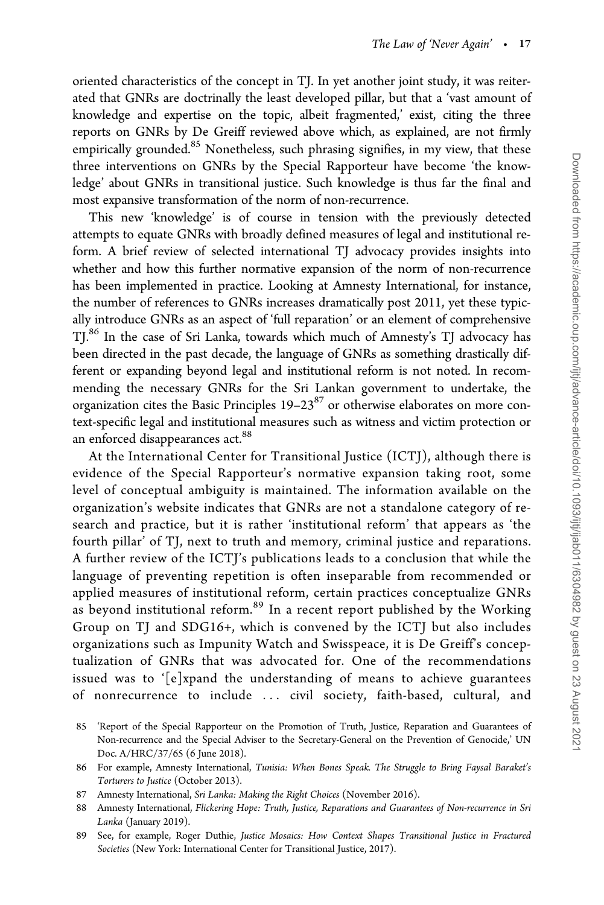oriented characteristics of the concept in TJ. In yet another joint study, it was reiterated that GNRs are doctrinally the least developed pillar, but that a 'vast amount of knowledge and expertise on the topic, albeit fragmented,' exist, citing the three reports on GNRs by De Greiff reviewed above which, as explained, are not firmly empirically grounded.[85] Nonetheless, such phrasing signifies, in my view, that these three interventions on GNRs by the Special Rapporteur have become 'the knowledge' about GNRs in transitional justice. Such knowledge is thus far the final and most expansive transformation of the norm of non-recurrence.

This new 'knowledge' is of course in tension with the previously detected attempts to equate GNRs with broadly defined measures of legal and institutional reform. A brief review of selected international TJ advocacy provides insights into whether and how this further normative expansion of the norm of non-recurrence has been implemented in practice. Looking at Amnesty International, for instance, the number of references to GNRs increases dramatically post 2011, yet these typically introduce GNRs as an aspect of 'full reparation' or an element of comprehensive TJ.[86] In the case of Sri Lanka, towards which much of Amnesty's TJ advocacy has been directed in the past decade, the language of GNRs as something drastically different or expanding beyond legal and institutional reform is not noted. In recommending the necessary GNRs for the Sri Lankan government to undertake, the organization cites the Basic Principles 19–23[87] or otherwise elaborates on more context-specific legal and institutional measures such as witness and victim protection or an enforced disappearances act.[88]

At the International Center for Transitional Justice (ICTJ), although there is evidence of the Special Rapporteur's normative expansion taking root, some level of conceptual ambiguity is maintained. The information available on the organization's website indicates that GNRs are not a standalone category of research and practice, but it is rather 'institutional reform' that appears as 'the fourth pillar' of TJ, next to truth and memory, criminal justice and reparations. A further review of the ICTJ's publications leads to a conclusion that while the language of preventing repetition is often inseparable from recommended or applied measures of institutional reform, certain practices conceptualize GNRs as beyond institutional reform.[89] In a recent report published by the Working Group on TJ and SDG16+, which is convened by the ICTJ but also includes organizations such as Impunity Watch and Swisspeace, it is De Greiff's conceptualization of GNRs that was advocated for. One of the recommendations issued was to '[e]xpand the understanding of means to achieve guarantees of nonrecurrence to include … civil society, faith-based, cultural, and

85 'Report of the Special Rapporteur on the Promotion of Truth, Justice, Reparation and Guarantees of Non-recurrence and the Special Adviser to the Secretary-General on the Prevention of Genocide,' UN Doc. A/HRC/37/65 (6 June 2018).

86 For example, Amnesty International, *Tunisia: When Bones Speak. The Struggle to Bring Faysal Baraket's Torturers to Justice* (October 2013).

87 Amnesty International, *Sri Lanka: Making the Right Choices* (November 2016).

88 Amnesty International, *Flickering Hope: Truth, Justice, Reparations and Guarantees of Non-recurrence in Sri Lanka* (January 2019).

89 See, for example, Roger Duthie, *Justice Mosaics: How Context Shapes Transitional Justice in Fractured Societies* (New York: International Center for Transitional Justice, 2017).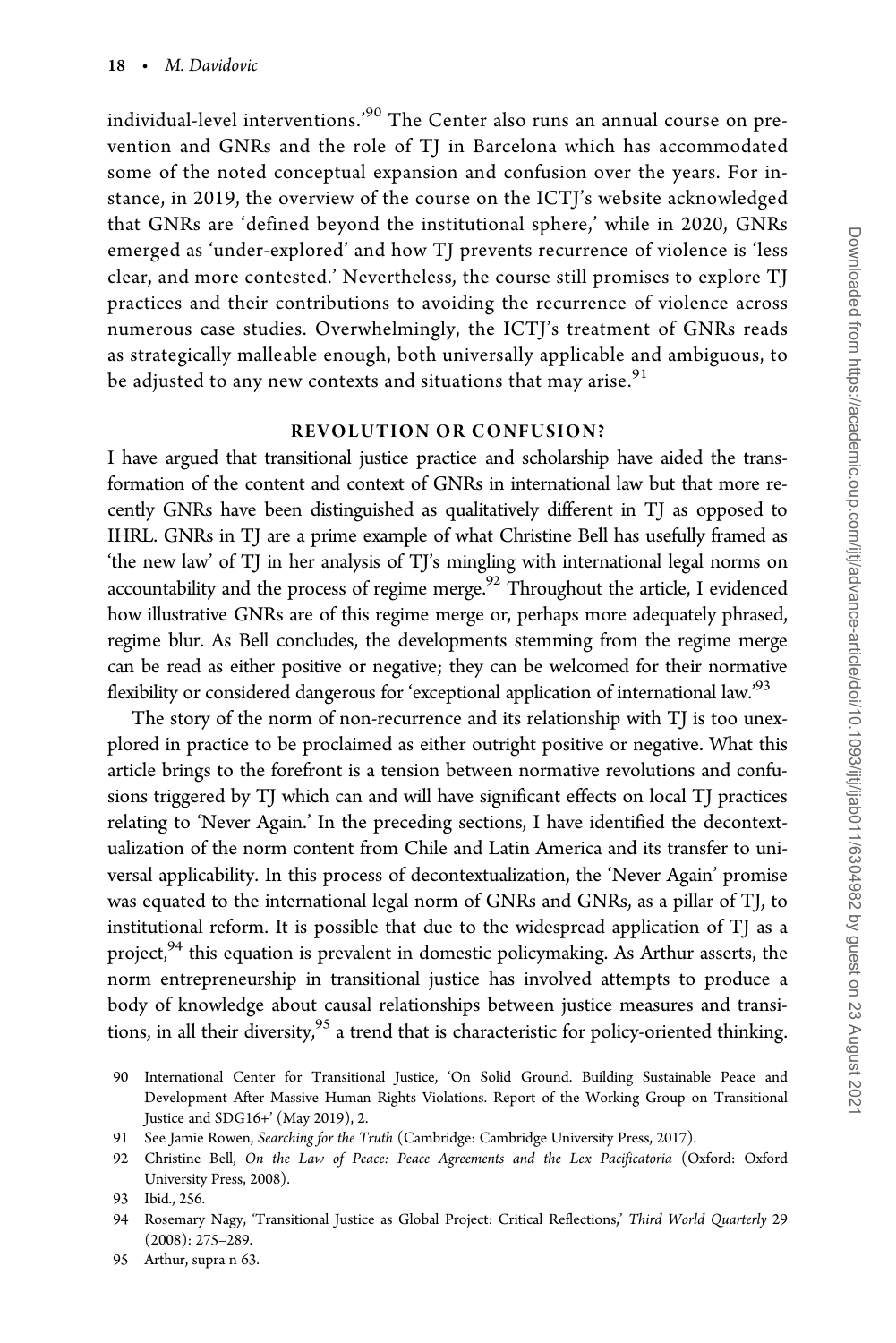individual-level interventions.'[90] The Center also runs an annual course on prevention and GNRs and the role of TJ in Barcelona which has accommodated some of the noted conceptual expansion and confusion over the years. For instance, in 2019, the overview of the course on the ICTJ's website acknowledged that GNRs are 'defined beyond the institutional sphere,' while in 2020, GNRs emerged as 'under-explored' and how TJ prevents recurrence of violence is 'less clear, and more contested.' Nevertheless, the course still promises to explore TJ practices and their contributions to avoiding the recurrence of violence across numerous case studies. Overwhelmingly, the ICTJ's treatment of GNRs reads as strategically malleable enough, both universally applicable and ambiguous, to be adjusted to any new contexts and situations that may arise.[91]

## REVOLUTION OR CONFUSION?

I have argued that transitional justice practice and scholarship have aided the transformation of the content and context of GNRs in international law but that more recently GNRs have been distinguished as qualitatively different in TJ as opposed to IHRL. GNRs in TJ are a prime example of what Christine Bell has usefully framed as 'the new law' of TJ in her analysis of TJ's mingling with international legal norms on accountability and the process of regime merge.[92] Throughout the article, I evidenced how illustrative GNRs are of this regime merge or, perhaps more adequately phrased, regime blur. As Bell concludes, the developments stemming from the regime merge can be read as either positive or negative; they can be welcomed for their normative flexibility or considered dangerous for 'exceptional application of international law.'[93]

The story of the norm of non-recurrence and its relationship with TJ is too unexplored in practice to be proclaimed as either outright positive or negative. What this article brings to the forefront is a tension between normative revolutions and confusions triggered by TJ which can and will have significant effects on local TJ practices relating to 'Never Again.' In the preceding sections, I have identified the decontextualization of the norm content from Chile and Latin America and its transfer to universal applicability. In this process of decontextualization, the 'Never Again' promise was equated to the international legal norm of GNRs and GNRs, as a pillar of TJ, to institutional reform. It is possible that due to the widespread application of TJ as a project,[94] this equation is prevalent in domestic policymaking. As Arthur asserts, the norm entrepreneurship in transitional justice has involved attempts to produce a body of knowledge about causal relationships between justice measures and transitions, in all their diversity,[95] a trend that is characteristic for policy-oriented thinking.

90 International Center for Transitional Justice, 'On Solid Ground. Building Sustainable Peace and Development After Massive Human Rights Violations. Report of the Working Group on Transitional Justice and SDG16+' (May 2019), 2.

91 See Jamie Rowen, *Searching for the Truth* (Cambridge: Cambridge University Press, 2017).

92 Christine Bell, *On the Law of Peace: Peace Agreements and the Lex Pacificatoria* (Oxford: Oxford University Press, 2008).

93 Ibid., 256.

94 Rosemary Nagy, 'Transitional Justice as Global Project: Critical Reflections,' *Third World Quarterly* 29 (2008): 275–289.

95 Arthur, supra n 63.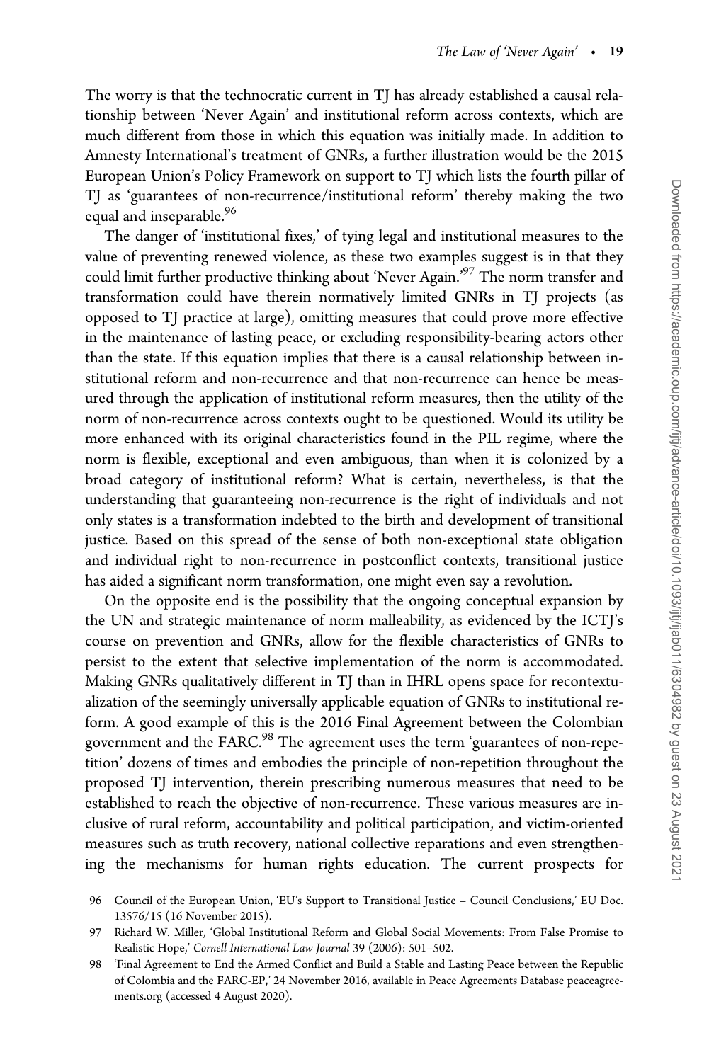The worry is that the technocratic current in TJ has already established a causal relationship between 'Never Again' and institutional reform across contexts, which are much different from those in which this equation was initially made. In addition to Amnesty International's treatment of GNRs, a further illustration would be the 2015 European Union's Policy Framework on support to TJ which lists the fourth pillar of TJ as 'guarantees of non-recurrence/institutional reform' thereby making the two equal and inseparable.[96]

The danger of 'institutional fixes,' of tying legal and institutional measures to the value of preventing renewed violence, as these two examples suggest is in that they could limit further productive thinking about 'Never Again.'[97] The norm transfer and transformation could have therein normatively limited GNRs in TJ projects (as opposed to TJ practice at large), omitting measures that could prove more effective in the maintenance of lasting peace, or excluding responsibility-bearing actors other than the state. If this equation implies that there is a causal relationship between institutional reform and non-recurrence and that non-recurrence can hence be measured through the application of institutional reform measures, then the utility of the norm of non-recurrence across contexts ought to be questioned. Would its utility be more enhanced with its original characteristics found in the PIL regime, where the norm is flexible, exceptional and even ambiguous, than when it is colonized by a broad category of institutional reform? What is certain, nevertheless, is that the understanding that guaranteeing non-recurrence is the right of individuals and not only states is a transformation indebted to the birth and development of transitional justice. Based on this spread of the sense of both non-exceptional state obligation and individual right to non-recurrence in postconflict contexts, transitional justice has aided a significant norm transformation, one might even say a revolution.

On the opposite end is the possibility that the ongoing conceptual expansion by the UN and strategic maintenance of norm malleability, as evidenced by the ICTJ's course on prevention and GNRs, allow for the flexible characteristics of GNRs to persist to the extent that selective implementation of the norm is accommodated. Making GNRs qualitatively different in TJ than in IHRL opens space for recontextualization of the seemingly universally applicable equation of GNRs to institutional reform. A good example of this is the 2016 Final Agreement between the Colombian government and the FARC.[98] The agreement uses the term 'guarantees of non-repetition' dozens of times and embodies the principle of non-repetition throughout the proposed TJ intervention, therein prescribing numerous measures that need to be established to reach the objective of non-recurrence. These various measures are inclusive of rural reform, accountability and political participation, and victim-oriented measures such as truth recovery, national collective reparations and even strengthening the mechanisms for human rights education. The current prospects for

96 Council of the European Union, 'EU's Support to Transitional Justice – Council Conclusions,' EU Doc. 13576/15 (16 November 2015).

97 Richard W. Miller, 'Global Institutional Reform and Global Social Movements: From False Promise to Realistic Hope,' *Cornell International Law Journal* 39 (2006): 501–502.

98 'Final Agreement to End the Armed Conflict and Build a Stable and Lasting Peace between the Republic of Colombia and the FARC-EP,' 24 November 2016, available in Peace Agreements Database peaceagreements.org (accessed 4 August 2020).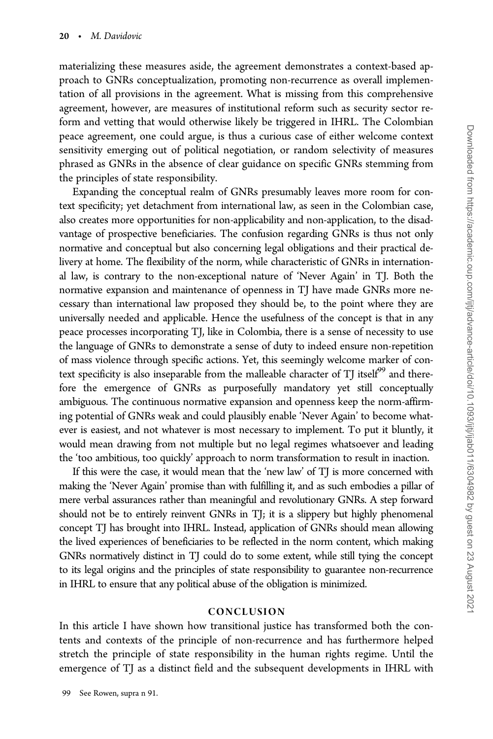materializing these measures aside, the agreement demonstrates a context-based approach to GNRs conceptualization, promoting non-recurrence as overall implementation of all provisions in the agreement. What is missing from this comprehensive agreement, however, are measures of institutional reform such as security sector reform and vetting that would otherwise likely be triggered in IHRL. The Colombian peace agreement, one could argue, is thus a curious case of either welcome context sensitivity emerging out of political negotiation, or random selectivity of measures phrased as GNRs in the absence of clear guidance on specific GNRs stemming from the principles of state responsibility.

Expanding the conceptual realm of GNRs presumably leaves more room for context specificity; yet detachment from international law, as seen in the Colombian case, also creates more opportunities for non-applicability and non-application, to the disadvantage of prospective beneficiaries. The confusion regarding GNRs is thus not only normative and conceptual but also concerning legal obligations and their practical delivery at home. The flexibility of the norm, while characteristic of GNRs in international law, is contrary to the non-exceptional nature of 'Never Again' in TJ. Both the normative expansion and maintenance of openness in TJ have made GNRs more necessary than international law proposed they should be, to the point where they are universally needed and applicable. Hence the usefulness of the concept is that in any peace processes incorporating TJ, like in Colombia, there is a sense of necessity to use the language of GNRs to demonstrate a sense of duty to indeed ensure non-repetition of mass violence through specific actions. Yet, this seemingly welcome marker of context specificity is also inseparable from the malleable character of TJ itself[99] and therefore the emergence of GNRs as purposefully mandatory yet still conceptually ambiguous. The continuous normative expansion and openness keep the norm-affirming potential of GNRs weak and could plausibly enable 'Never Again' to become whatever is easiest, and not whatever is most necessary to implement. To put it bluntly, it would mean drawing from not multiple but no legal regimes whatsoever and leading the 'too ambitious, too quickly' approach to norm transformation to result in inaction.

If this were the case, it would mean that the 'new law' of TJ is more concerned with making the 'Never Again' promise than with fulfilling it, and as such embodies a pillar of mere verbal assurances rather than meaningful and revolutionary GNRs. A step forward should not be to entirely reinvent GNRs in TJ; it is a slippery but highly phenomenal concept TJ has brought into IHRL. Instead, application of GNRs should mean allowing the lived experiences of beneficiaries to be reflected in the norm content, which making GNRs normatively distinct in TJ could do to some extent, while still tying the concept to its legal origins and the principles of state responsibility to guarantee non-recurrence in IHRL to ensure that any political abuse of the obligation is minimized.

## CONCLUSION

In this article I have shown how transitional justice has transformed both the contents and contexts of the principle of non-recurrence and has furthermore helped stretch the principle of state responsibility in the human rights regime. Until the emergence of TJ as a distinct field and the subsequent developments in IHRL with

99 See Rowen, supra n 91.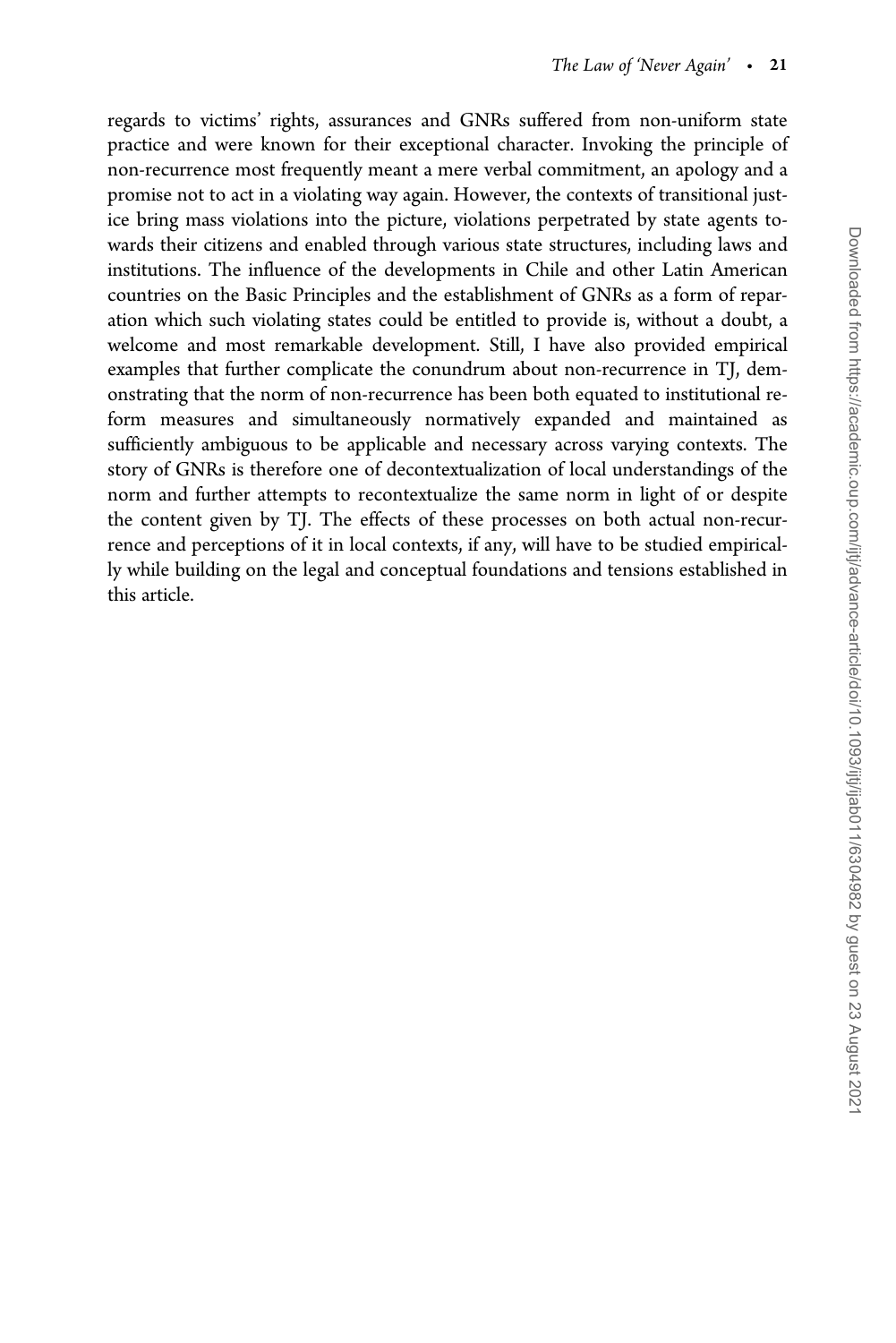regards to victims' rights, assurances and GNRs suffered from non-uniform state practice and were known for their exceptional character. Invoking the principle of non-recurrence most frequently meant a mere verbal commitment, an apology and a promise not to act in a violating way again. However, the contexts of transitional justice bring mass violations into the picture, violations perpetrated by state agents towards their citizens and enabled through various state structures, including laws and institutions. The influence of the developments in Chile and other Latin American countries on the Basic Principles and the establishment of GNRs as a form of reparation which such violating states could be entitled to provide is, without a doubt, a welcome and most remarkable development. Still, I have also provided empirical examples that further complicate the conundrum about non-recurrence in TJ, demonstrating that the norm of non-recurrence has been both equated to institutional reform measures and simultaneously normatively expanded and maintained as sufficiently ambiguous to be applicable and necessary across varying contexts. The story of GNRs is therefore one of decontextualization of local understandings of the norm and further attempts to recontextualize the same norm in light of or despite the content given by TJ. The effects of these processes on both actual non-recurrence and perceptions of it in local contexts, if any, will have to be studied empirically while building on the legal and conceptual foundations and tensions established in this article.